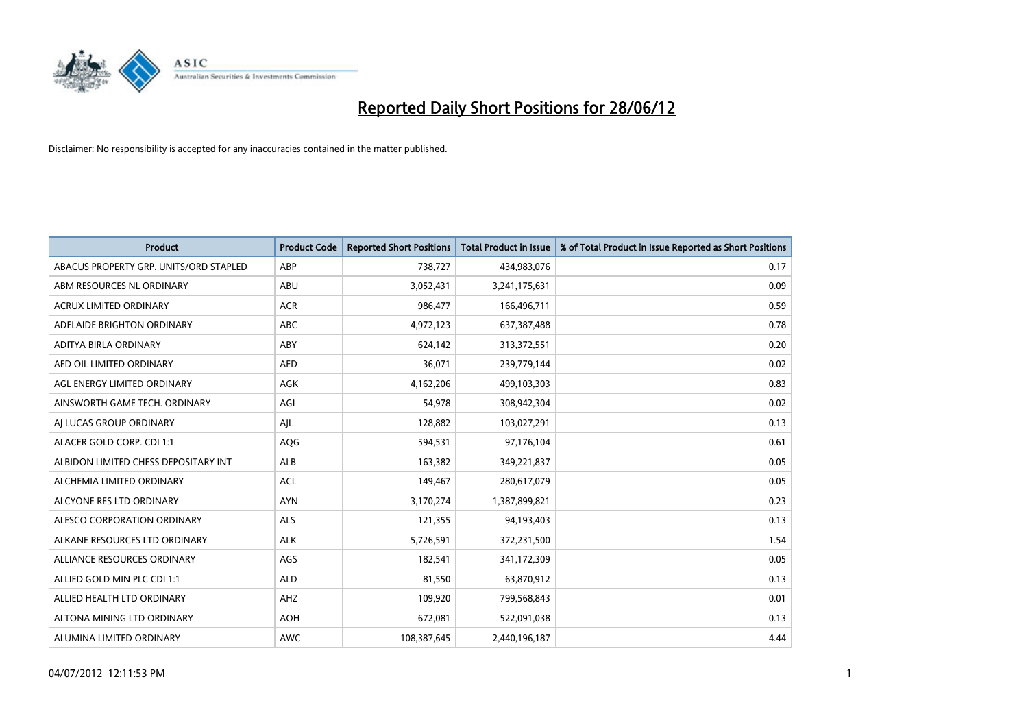# Reported Daily Short Positions for 28/06/12

Disclaimer: No responsibility is accepted for any inaccuracies contained in the matter published.

| Product | Product Code | Reported Short Positions | Total Product in Issue | % of Total Product in Issue Reported as Short Positions |
|---|---|---|---|---|
| ABACUS PROPERTY GRP. UNITS/ORD STAPLED | ABP | 738,727 | 434,983,076 | 0.17 |
| ABM RESOURCES NL ORDINARY | ABU | 3,052,431 | 3,241,175,631 | 0.09 |
| ACRUX LIMITED ORDINARY | ACR | 986,477 | 166,496,711 | 0.59 |
| ADELAIDE BRIGHTON ORDINARY | ABC | 4,972,123 | 637,387,488 | 0.78 |
| ADITYA BIRLA ORDINARY | ABY | 624,142 | 313,372,551 | 0.20 |
| AED OIL LIMITED ORDINARY | AED | 36,071 | 239,779,144 | 0.02 |
| AGL ENERGY LIMITED ORDINARY | AGK | 4,162,206 | 499,103,303 | 0.83 |
| AINSWORTH GAME TECH. ORDINARY | AGI | 54,978 | 308,942,304 | 0.02 |
| AJ LUCAS GROUP ORDINARY | AJL | 128,882 | 103,027,291 | 0.13 |
| ALACER GOLD CORP. CDI 1:1 | AQG | 594,531 | 97,176,104 | 0.61 |
| ALBIDON LIMITED CHESS DEPOSITARY INT | ALB | 163,382 | 349,221,837 | 0.05 |
| ALCHEMIA LIMITED ORDINARY | ACL | 149,467 | 280,617,079 | 0.05 |
| ALCYONE RES LTD ORDINARY | AYN | 3,170,274 | 1,387,899,821 | 0.23 |
| ALESCO CORPORATION ORDINARY | ALS | 121,355 | 94,193,403 | 0.13 |
| ALKANE RESOURCES LTD ORDINARY | ALK | 5,726,591 | 372,231,500 | 1.54 |
| ALLIANCE RESOURCES ORDINARY | AGS | 182,541 | 341,172,309 | 0.05 |
| ALLIED GOLD MIN PLC CDI 1:1 | ALD | 81,550 | 63,870,912 | 0.13 |
| ALLIED HEALTH LTD ORDINARY | AHZ | 109,920 | 799,568,843 | 0.01 |
| ALTONA MINING LTD ORDINARY | AOH | 672,081 | 522,091,038 | 0.13 |
| ALUMINA LIMITED ORDINARY | AWC | 108,387,645 | 2,440,196,187 | 4.44 |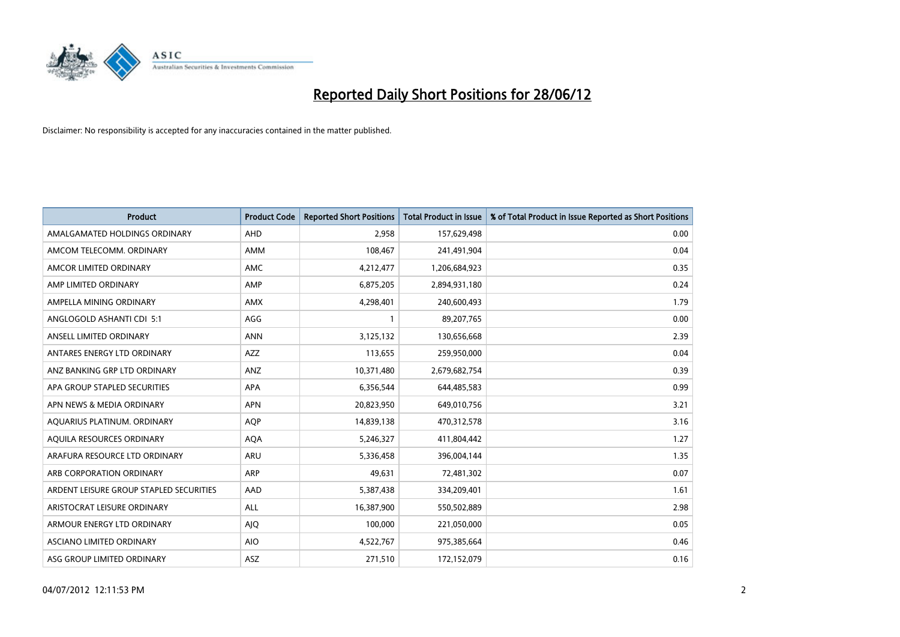# Reported Daily Short Positions for 28/06/12

Disclaimer: No responsibility is accepted for any inaccuracies contained in the matter published.

| Product | Product Code | Reported Short Positions | Total Product in Issue | % of Total Product in Issue Reported as Short Positions |
|---|---|---|---|---|
| AMALGAMATED HOLDINGS ORDINARY | AHD | 2,958 | 157,629,498 | 0.00 |
| AMCOM TELECOMM. ORDINARY | AMM | 108,467 | 241,491,904 | 0.04 |
| AMCOR LIMITED ORDINARY | AMC | 4,212,477 | 1,206,684,923 | 0.35 |
| AMP LIMITED ORDINARY | AMP | 6,875,205 | 2,894,931,180 | 0.24 |
| AMPELLA MINING ORDINARY | AMX | 4,298,401 | 240,600,493 | 1.79 |
| ANGLOGOLD ASHANTI CDI 5:1 | AGG | 1 | 89,207,765 | 0.00 |
| ANSELL LIMITED ORDINARY | ANN | 3,125,132 | 130,656,668 | 2.39 |
| ANTARES ENERGY LTD ORDINARY | AZZ | 113,655 | 259,950,000 | 0.04 |
| ANZ BANKING GRP LTD ORDINARY | ANZ | 10,371,480 | 2,679,682,754 | 0.39 |
| APA GROUP STAPLED SECURITIES | APA | 6,356,544 | 644,485,583 | 0.99 |
| APN NEWS & MEDIA ORDINARY | APN | 20,823,950 | 649,010,756 | 3.21 |
| AQUARIUS PLATINUM. ORDINARY | AQP | 14,839,138 | 470,312,578 | 3.16 |
| AQUILA RESOURCES ORDINARY | AQA | 5,246,327 | 411,804,442 | 1.27 |
| ARAFURA RESOURCE LTD ORDINARY | ARU | 5,336,458 | 396,004,144 | 1.35 |
| ARB CORPORATION ORDINARY | ARP | 49,631 | 72,481,302 | 0.07 |
| ARDENT LEISURE GROUP STAPLED SECURITIES | AAD | 5,387,438 | 334,209,401 | 1.61 |
| ARISTOCRAT LEISURE ORDINARY | ALL | 16,387,900 | 550,502,889 | 2.98 |
| ARMOUR ENERGY LTD ORDINARY | AJQ | 100,000 | 221,050,000 | 0.05 |
| ASCIANO LIMITED ORDINARY | AIO | 4,522,767 | 975,385,664 | 0.46 |
| ASG GROUP LIMITED ORDINARY | ASZ | 271,510 | 172,152,079 | 0.16 |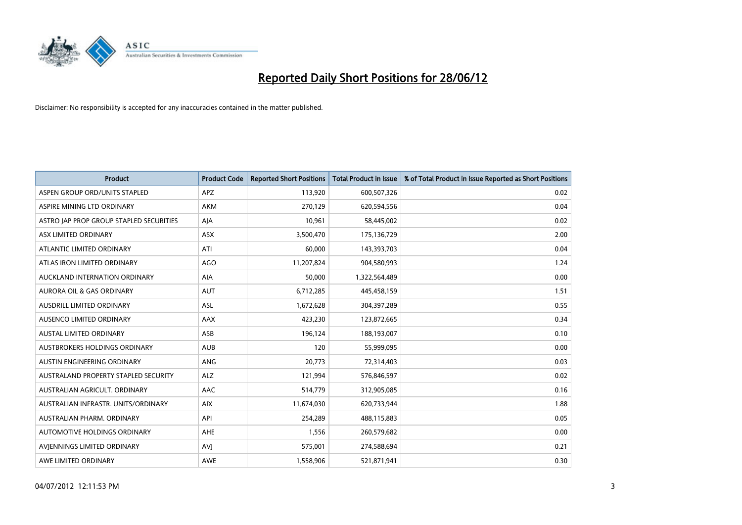# Reported Daily Short Positions for 28/06/12

Disclaimer: No responsibility is accepted for any inaccuracies contained in the matter published.

| Product | Product Code | Reported Short Positions | Total Product in Issue | % of Total Product in Issue Reported as Short Positions |
|---|---|---|---|---|
| ASPEN GROUP ORD/UNITS STAPLED | APZ | 113,920 | 600,507,326 | 0.02 |
| ASPIRE MINING LTD ORDINARY | AKM | 270,129 | 620,594,556 | 0.04 |
| ASTRO JAP PROP GROUP STAPLED SECURITIES | AJA | 10,961 | 58,445,002 | 0.02 |
| ASX LIMITED ORDINARY | ASX | 3,500,470 | 175,136,729 | 2.00 |
| ATLANTIC LIMITED ORDINARY | ATI | 60,000 | 143,393,703 | 0.04 |
| ATLAS IRON LIMITED ORDINARY | AGO | 11,207,824 | 904,580,993 | 1.24 |
| AUCKLAND INTERNATION ORDINARY | AIA | 50,000 | 1,322,564,489 | 0.00 |
| AURORA OIL & GAS ORDINARY | AUT | 6,712,285 | 445,458,159 | 1.51 |
| AUSDRILL LIMITED ORDINARY | ASL | 1,672,628 | 304,397,289 | 0.55 |
| AUSENCO LIMITED ORDINARY | AAX | 423,230 | 123,872,665 | 0.34 |
| AUSTAL LIMITED ORDINARY | ASB | 196,124 | 188,193,007 | 0.10 |
| AUSTBROKERS HOLDINGS ORDINARY | AUB | 120 | 55,999,095 | 0.00 |
| AUSTIN ENGINEERING ORDINARY | ANG | 20,773 | 72,314,403 | 0.03 |
| AUSTRALAND PROPERTY STAPLED SECURITY | ALZ | 121,994 | 576,846,597 | 0.02 |
| AUSTRALIAN AGRICULT. ORDINARY | AAC | 514,779 | 312,905,085 | 0.16 |
| AUSTRALIAN INFRASTR. UNITS/ORDINARY | AIX | 11,674,030 | 620,733,944 | 1.88 |
| AUSTRALIAN PHARM. ORDINARY | API | 254,289 | 488,115,883 | 0.05 |
| AUTOMOTIVE HOLDINGS ORDINARY | AHE | 1,556 | 260,579,682 | 0.00 |
| AVJENNINGS LIMITED ORDINARY | AVJ | 575,001 | 274,588,694 | 0.21 |
| AWE LIMITED ORDINARY | AWE | 1,558,906 | 521,871,941 | 0.30 |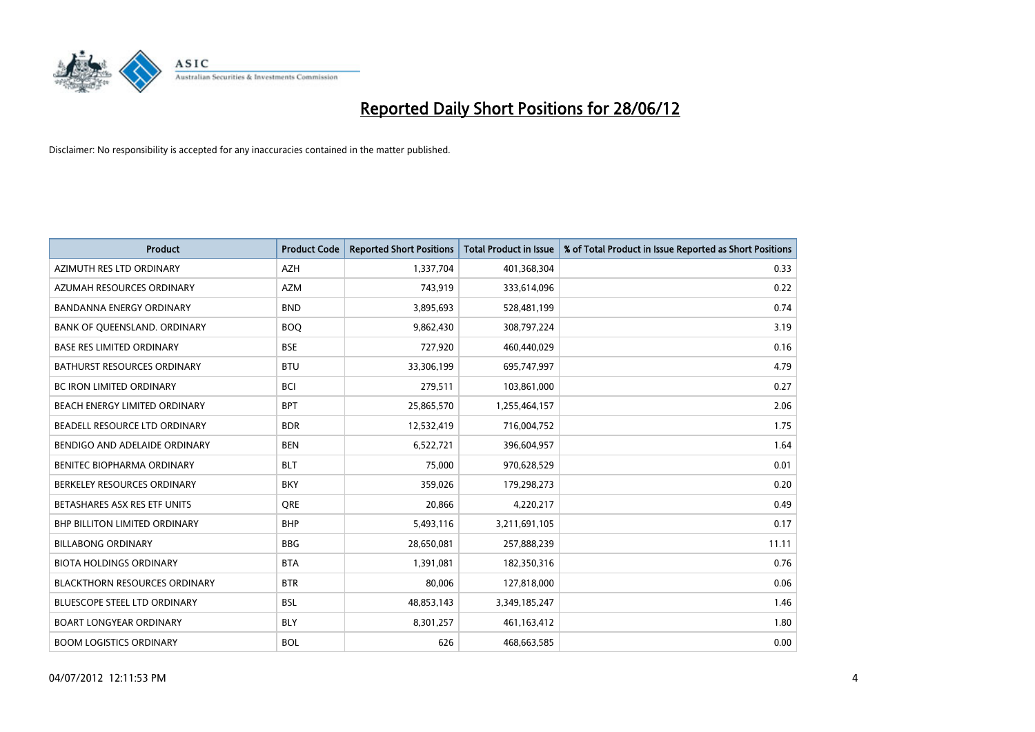# Reported Daily Short Positions for 28/06/12

Disclaimer: No responsibility is accepted for any inaccuracies contained in the matter published.

| Product | Product Code | Reported Short Positions | Total Product in Issue | % of Total Product in Issue Reported as Short Positions |
|---|---|---|---|---|
| AZIMUTH RES LTD ORDINARY | AZH | 1,337,704 | 401,368,304 | 0.33 |
| AZUMAH RESOURCES ORDINARY | AZM | 743,919 | 333,614,096 | 0.22 |
| BANDANNA ENERGY ORDINARY | BND | 3,895,693 | 528,481,199 | 0.74 |
| BANK OF QUEENSLAND. ORDINARY | BOQ | 9,862,430 | 308,797,224 | 3.19 |
| BASE RES LIMITED ORDINARY | BSE | 727,920 | 460,440,029 | 0.16 |
| BATHURST RESOURCES ORDINARY | BTU | 33,306,199 | 695,747,997 | 4.79 |
| BC IRON LIMITED ORDINARY | BCI | 279,511 | 103,861,000 | 0.27 |
| BEACH ENERGY LIMITED ORDINARY | BPT | 25,865,570 | 1,255,464,157 | 2.06 |
| BEADELL RESOURCE LTD ORDINARY | BDR | 12,532,419 | 716,004,752 | 1.75 |
| BENDIGO AND ADELAIDE ORDINARY | BEN | 6,522,721 | 396,604,957 | 1.64 |
| BENITEC BIOPHARMA ORDINARY | BLT | 75,000 | 970,628,529 | 0.01 |
| BERKELEY RESOURCES ORDINARY | BKY | 359,026 | 179,298,273 | 0.20 |
| BETASHARES ASX RES ETF UNITS | QRE | 20,866 | 4,220,217 | 0.49 |
| BHP BILLITON LIMITED ORDINARY | BHP | 5,493,116 | 3,211,691,105 | 0.17 |
| BILLABONG ORDINARY | BBG | 28,650,081 | 257,888,239 | 11.11 |
| BIOTA HOLDINGS ORDINARY | BTA | 1,391,081 | 182,350,316 | 0.76 |
| BLACKTHORN RESOURCES ORDINARY | BTR | 80,006 | 127,818,000 | 0.06 |
| BLUESCOPE STEEL LTD ORDINARY | BSL | 48,853,143 | 3,349,185,247 | 1.46 |
| BOART LONGYEAR ORDINARY | BLY | 8,301,257 | 461,163,412 | 1.80 |
| BOOM LOGISTICS ORDINARY | BOL | 626 | 468,663,585 | 0.00 |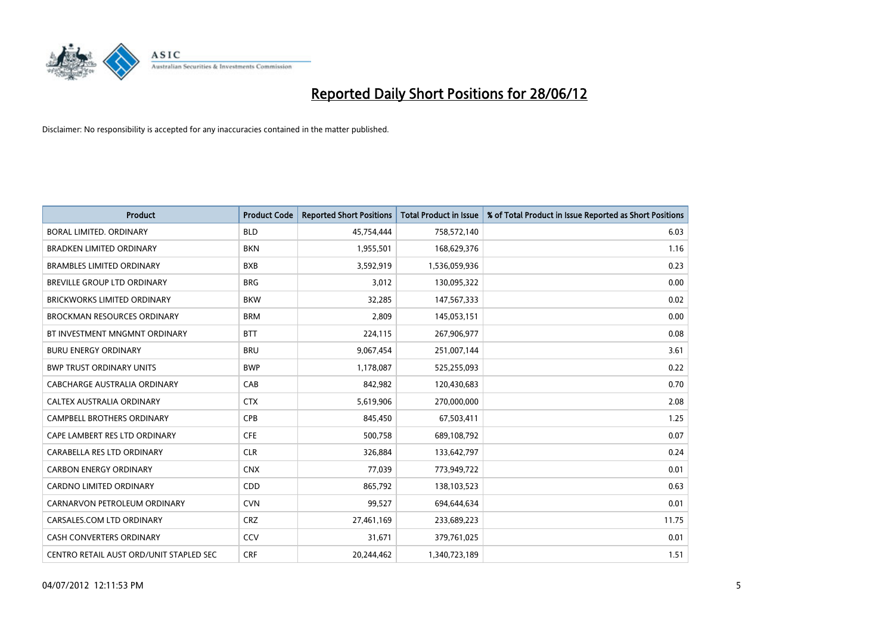# Reported Daily Short Positions for 28/06/12

Disclaimer: No responsibility is accepted for any inaccuracies contained in the matter published.

| Product | Product Code | Reported Short Positions | Total Product in Issue | % of Total Product in Issue Reported as Short Positions |
|---|---|---|---|---|
| BORAL LIMITED. ORDINARY | BLD | 45,754,444 | 758,572,140 | 6.03 |
| BRADKEN LIMITED ORDINARY | BKN | 1,955,501 | 168,629,376 | 1.16 |
| BRAMBLES LIMITED ORDINARY | BXB | 3,592,919 | 1,536,059,936 | 0.23 |
| BREVILLE GROUP LTD ORDINARY | BRG | 3,012 | 130,095,322 | 0.00 |
| BRICKWORKS LIMITED ORDINARY | BKW | 32,285 | 147,567,333 | 0.02 |
| BROCKMAN RESOURCES ORDINARY | BRM | 2,809 | 145,053,151 | 0.00 |
| BT INVESTMENT MNGMNT ORDINARY | BTT | 224,115 | 267,906,977 | 0.08 |
| BURU ENERGY ORDINARY | BRU | 9,067,454 | 251,007,144 | 3.61 |
| BWP TRUST ORDINARY UNITS | BWP | 1,178,087 | 525,255,093 | 0.22 |
| CABCHARGE AUSTRALIA ORDINARY | CAB | 842,982 | 120,430,683 | 0.70 |
| CALTEX AUSTRALIA ORDINARY | CTX | 5,619,906 | 270,000,000 | 2.08 |
| CAMPBELL BROTHERS ORDINARY | CPB | 845,450 | 67,503,411 | 1.25 |
| CAPE LAMBERT RES LTD ORDINARY | CFE | 500,758 | 689,108,792 | 0.07 |
| CARABELLA RES LTD ORDINARY | CLR | 326,884 | 133,642,797 | 0.24 |
| CARBON ENERGY ORDINARY | CNX | 77,039 | 773,949,722 | 0.01 |
| CARDNO LIMITED ORDINARY | CDD | 865,792 | 138,103,523 | 0.63 |
| CARNARVON PETROLEUM ORDINARY | CVN | 99,527 | 694,644,634 | 0.01 |
| CARSALES.COM LTD ORDINARY | CRZ | 27,461,169 | 233,689,223 | 11.75 |
| CASH CONVERTERS ORDINARY | CCV | 31,671 | 379,761,025 | 0.01 |
| CENTRO RETAIL AUST ORD/UNIT STAPLED SEC | CRF | 20,244,462 | 1,340,723,189 | 1.51 |

04/07/2012 12:11:53 PM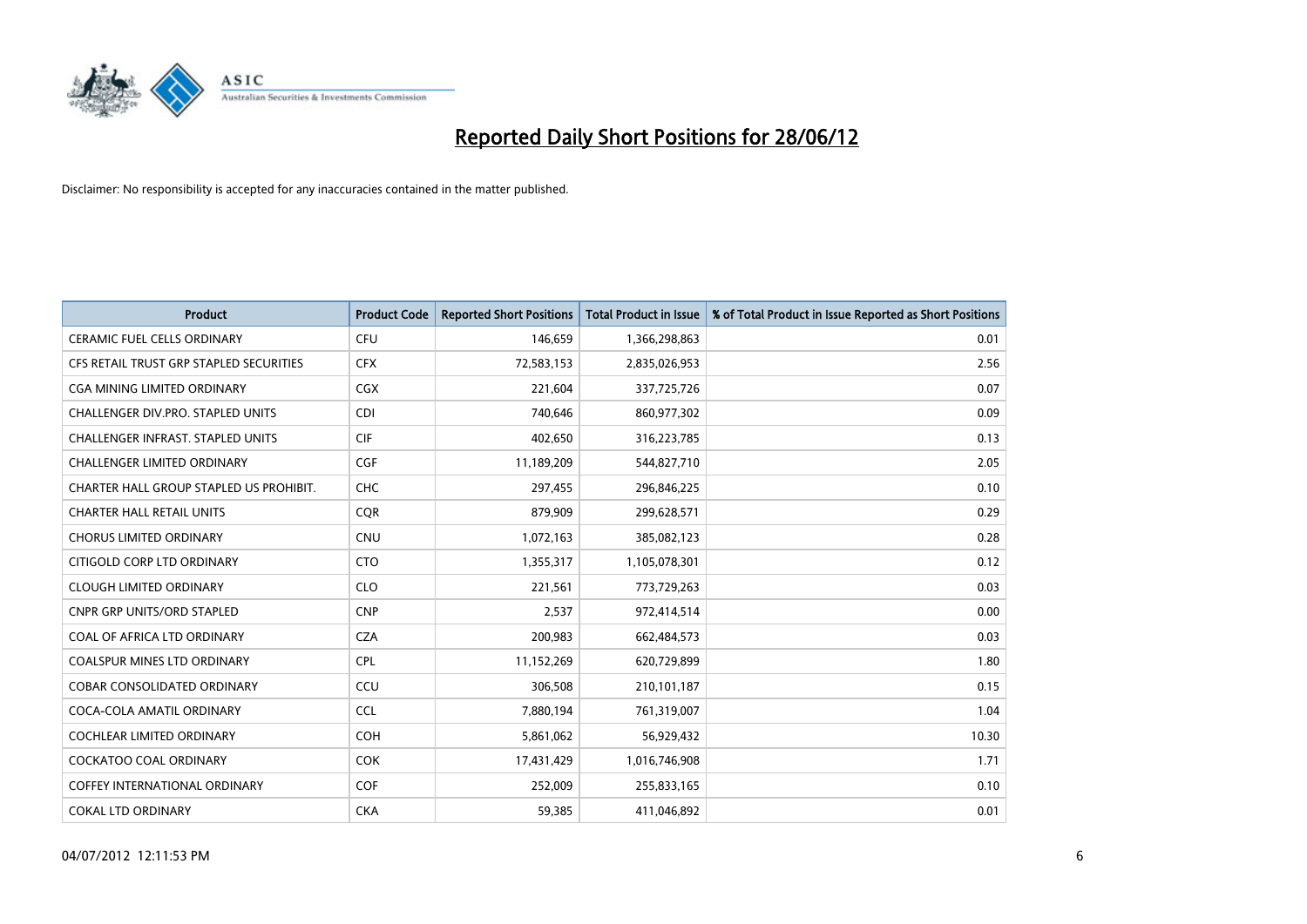# Reported Daily Short Positions for 28/06/12

Disclaimer: No responsibility is accepted for any inaccuracies contained in the matter published.

| Product | Product Code | Reported Short Positions | Total Product in Issue | % of Total Product in Issue Reported as Short Positions |
|---|---|---|---|---|
| CERAMIC FUEL CELLS ORDINARY | CFU | 146,659 | 1,366,298,863 | 0.01 |
| CFS RETAIL TRUST GRP STAPLED SECURITIES | CFX | 72,583,153 | 2,835,026,953 | 2.56 |
| CGA MINING LIMITED ORDINARY | CGX | 221,604 | 337,725,726 | 0.07 |
| CHALLENGER DIV.PRO. STAPLED UNITS | CDI | 740,646 | 860,977,302 | 0.09 |
| CHALLENGER INFRAST. STAPLED UNITS | CIF | 402,650 | 316,223,785 | 0.13 |
| CHALLENGER LIMITED ORDINARY | CGF | 11,189,209 | 544,827,710 | 2.05 |
| CHARTER HALL GROUP STAPLED US PROHIBIT. | CHC | 297,455 | 296,846,225 | 0.10 |
| CHARTER HALL RETAIL UNITS | CQR | 879,909 | 299,628,571 | 0.29 |
| CHORUS LIMITED ORDINARY | CNU | 1,072,163 | 385,082,123 | 0.28 |
| CITIGOLD CORP LTD ORDINARY | CTO | 1,355,317 | 1,105,078,301 | 0.12 |
| CLOUGH LIMITED ORDINARY | CLO | 221,561 | 773,729,263 | 0.03 |
| CNPR GRP UNITS/ORD STAPLED | CNP | 2,537 | 972,414,514 | 0.00 |
| COAL OF AFRICA LTD ORDINARY | CZA | 200,983 | 662,484,573 | 0.03 |
| COALSPUR MINES LTD ORDINARY | CPL | 11,152,269 | 620,729,899 | 1.80 |
| COBAR CONSOLIDATED ORDINARY | CCU | 306,508 | 210,101,187 | 0.15 |
| COCA-COLA AMATIL ORDINARY | CCL | 7,880,194 | 761,319,007 | 1.04 |
| COCHLEAR LIMITED ORDINARY | COH | 5,861,062 | 56,929,432 | 10.30 |
| COCKATOO COAL ORDINARY | COK | 17,431,429 | 1,016,746,908 | 1.71 |
| COFFEY INTERNATIONAL ORDINARY | COF | 252,009 | 255,833,165 | 0.10 |
| COKAL LTD ORDINARY | CKA | 59,385 | 411,046,892 | 0.01 |

04/07/2012 12:11:53 PM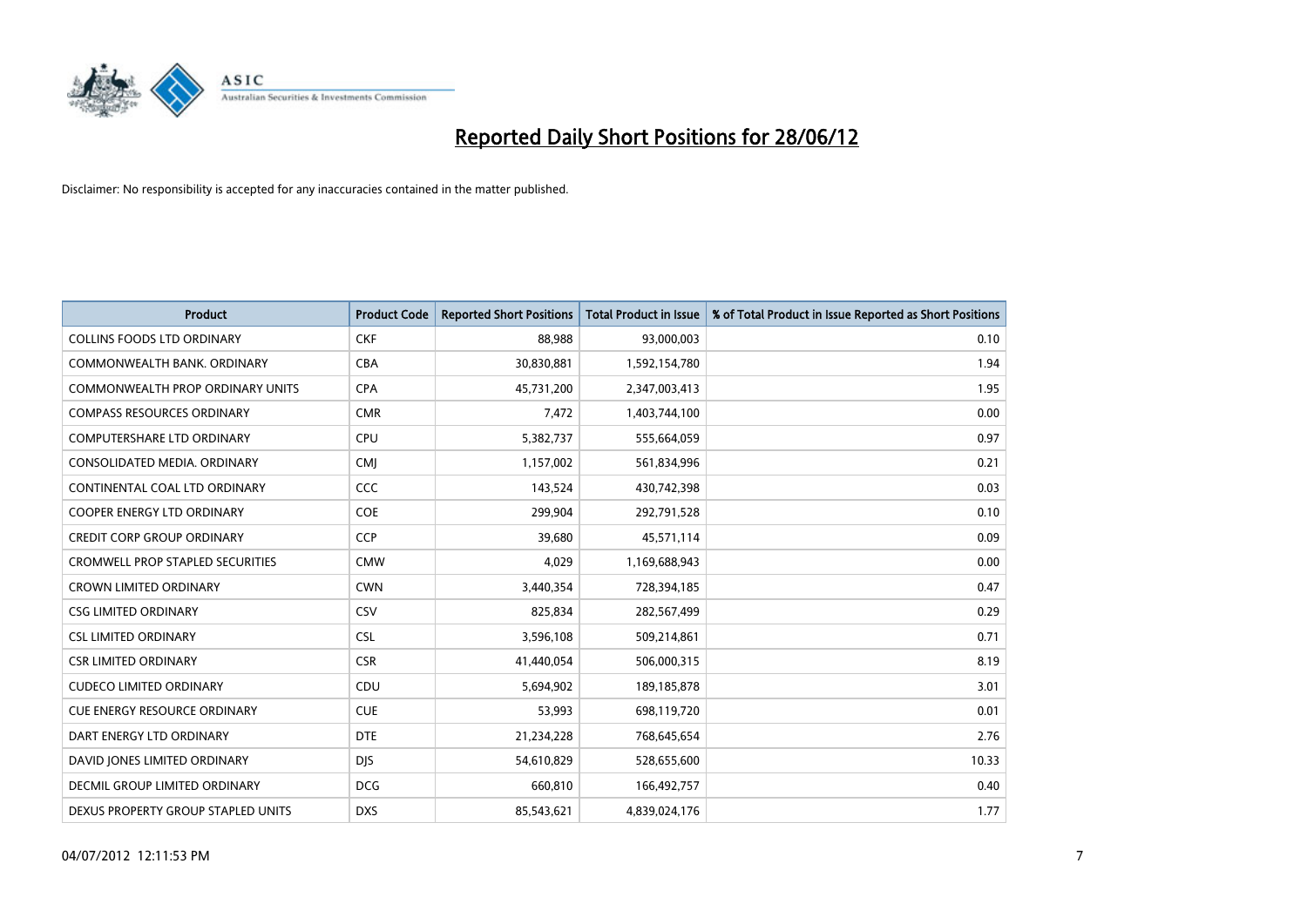# Reported Daily Short Positions for 28/06/12

Disclaimer: No responsibility is accepted for any inaccuracies contained in the matter published.

| Product | Product Code | Reported Short Positions | Total Product in Issue | % of Total Product in Issue Reported as Short Positions |
|---|---|---|---|---|
| COLLINS FOODS LTD ORDINARY | CKF | 88,988 | 93,000,003 | 0.10 |
| COMMONWEALTH BANK. ORDINARY | CBA | 30,830,881 | 1,592,154,780 | 1.94 |
| COMMONWEALTH PROP ORDINARY UNITS | CPA | 45,731,200 | 2,347,003,413 | 1.95 |
| COMPASS RESOURCES ORDINARY | CMR | 7,472 | 1,403,744,100 | 0.00 |
| COMPUTERSHARE LTD ORDINARY | CPU | 5,382,737 | 555,664,059 | 0.97 |
| CONSOLIDATED MEDIA. ORDINARY | CMJ | 1,157,002 | 561,834,996 | 0.21 |
| CONTINENTAL COAL LTD ORDINARY | CCC | 143,524 | 430,742,398 | 0.03 |
| COOPER ENERGY LTD ORDINARY | COE | 299,904 | 292,791,528 | 0.10 |
| CREDIT CORP GROUP ORDINARY | CCP | 39,680 | 45,571,114 | 0.09 |
| CROMWELL PROP STAPLED SECURITIES | CMW | 4,029 | 1,169,688,943 | 0.00 |
| CROWN LIMITED ORDINARY | CWN | 3,440,354 | 728,394,185 | 0.47 |
| CSG LIMITED ORDINARY | CSV | 825,834 | 282,567,499 | 0.29 |
| CSL LIMITED ORDINARY | CSL | 3,596,108 | 509,214,861 | 0.71 |
| CSR LIMITED ORDINARY | CSR | 41,440,054 | 506,000,315 | 8.19 |
| CUDECO LIMITED ORDINARY | CDU | 5,694,902 | 189,185,878 | 3.01 |
| CUE ENERGY RESOURCE ORDINARY | CUE | 53,993 | 698,119,720 | 0.01 |
| DART ENERGY LTD ORDINARY | DTE | 21,234,228 | 768,645,654 | 2.76 |
| DAVID JONES LIMITED ORDINARY | DJS | 54,610,829 | 528,655,600 | 10.33 |
| DECMIL GROUP LIMITED ORDINARY | DCG | 660,810 | 166,492,757 | 0.40 |
| DEXUS PROPERTY GROUP STAPLED UNITS | DXS | 85,543,621 | 4,839,024,176 | 1.77 |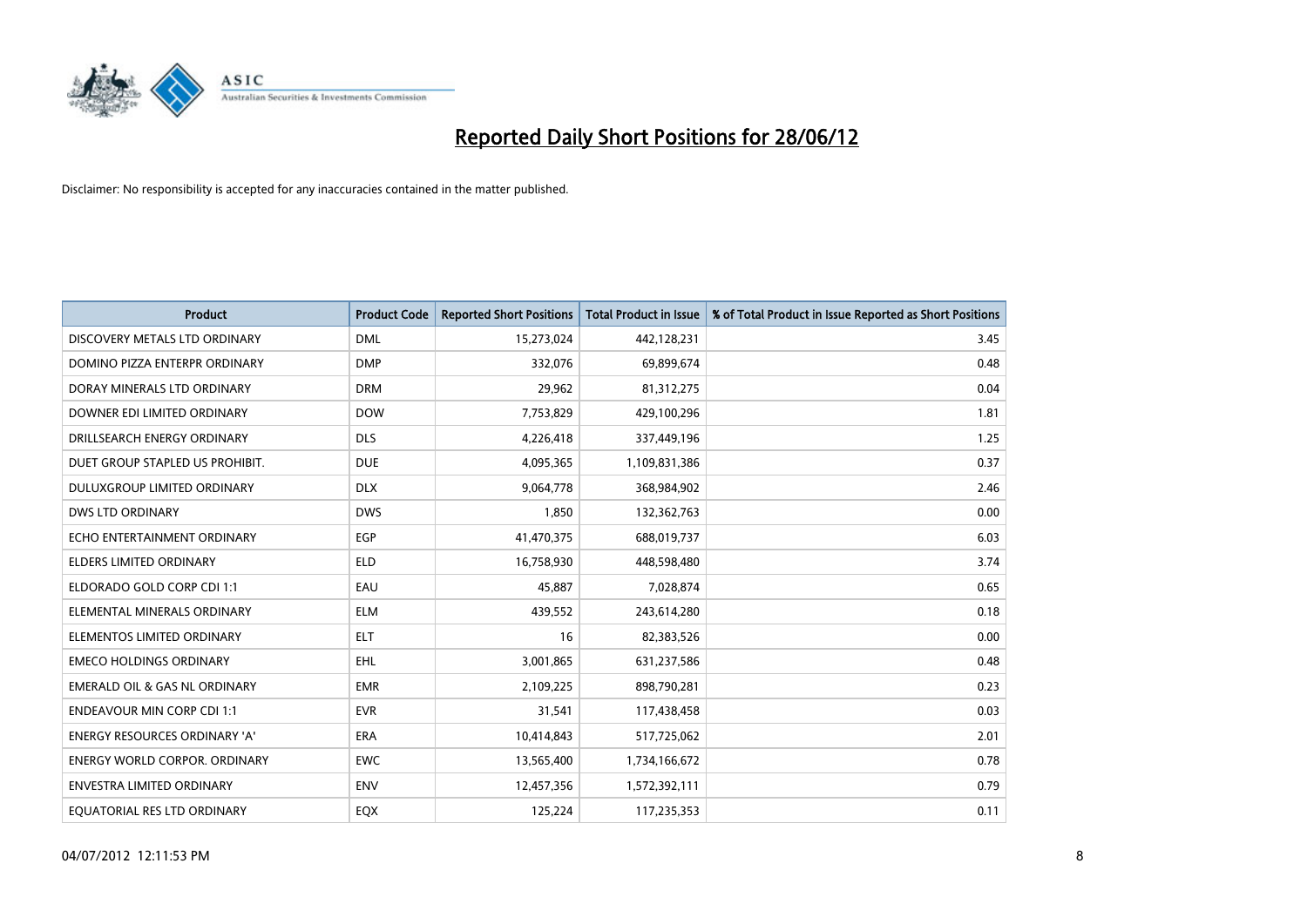# Reported Daily Short Positions for 28/06/12

Disclaimer: No responsibility is accepted for any inaccuracies contained in the matter published.

| Product | Product Code | Reported Short Positions | Total Product in Issue | % of Total Product in Issue Reported as Short Positions |
|---|---|---|---|---|
| DISCOVERY METALS LTD ORDINARY | DML | 15,273,024 | 442,128,231 | 3.45 |
| DOMINO PIZZA ENTERPR ORDINARY | DMP | 332,076 | 69,899,674 | 0.48 |
| DORAY MINERALS LTD ORDINARY | DRM | 29,962 | 81,312,275 | 0.04 |
| DOWNER EDI LIMITED ORDINARY | DOW | 7,753,829 | 429,100,296 | 1.81 |
| DRILLSEARCH ENERGY ORDINARY | DLS | 4,226,418 | 337,449,196 | 1.25 |
| DUET GROUP STAPLED US PROHIBIT. | DUE | 4,095,365 | 1,109,831,386 | 0.37 |
| DULUXGROUP LIMITED ORDINARY | DLX | 9,064,778 | 368,984,902 | 2.46 |
| DWS LTD ORDINARY | DWS | 1,850 | 132,362,763 | 0.00 |
| ECHO ENTERTAINMENT ORDINARY | EGP | 41,470,375 | 688,019,737 | 6.03 |
| ELDERS LIMITED ORDINARY | ELD | 16,758,930 | 448,598,480 | 3.74 |
| ELDORADO GOLD CORP CDI 1:1 | EAU | 45,887 | 7,028,874 | 0.65 |
| ELEMENTAL MINERALS ORDINARY | ELM | 439,552 | 243,614,280 | 0.18 |
| ELEMENTOS LIMITED ORDINARY | ELT | 16 | 82,383,526 | 0.00 |
| EMECO HOLDINGS ORDINARY | EHL | 3,001,865 | 631,237,586 | 0.48 |
| EMERALD OIL & GAS NL ORDINARY | EMR | 2,109,225 | 898,790,281 | 0.23 |
| ENDEAVOUR MIN CORP CDI 1:1 | EVR | 31,541 | 117,438,458 | 0.03 |
| ENERGY RESOURCES ORDINARY 'A' | ERA | 10,414,843 | 517,725,062 | 2.01 |
| ENERGY WORLD CORPOR. ORDINARY | EWC | 13,565,400 | 1,734,166,672 | 0.78 |
| ENVESTRA LIMITED ORDINARY | ENV | 12,457,356 | 1,572,392,111 | 0.79 |
| EQUATORIAL RES LTD ORDINARY | EQX | 125,224 | 117,235,353 | 0.11 |

04/07/2012 12:11:53 PM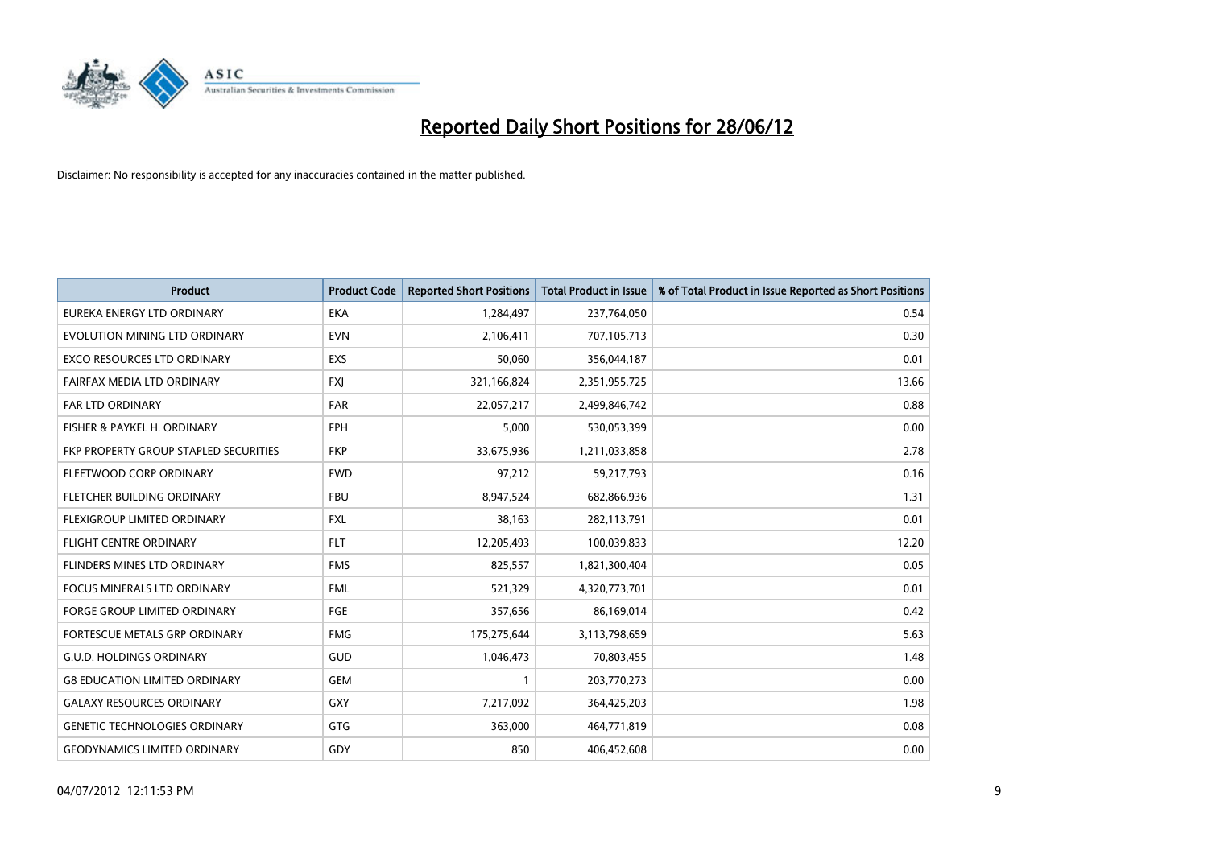# Reported Daily Short Positions for 28/06/12

Disclaimer: No responsibility is accepted for any inaccuracies contained in the matter published.

| Product | Product Code | Reported Short Positions | Total Product in Issue | % of Total Product in Issue Reported as Short Positions |
|---|---|---|---|---|
| EUREKA ENERGY LTD ORDINARY | EKA | 1,284,497 | 237,764,050 | 0.54 |
| EVOLUTION MINING LTD ORDINARY | EVN | 2,106,411 | 707,105,713 | 0.30 |
| EXCO RESOURCES LTD ORDINARY | EXS | 50,060 | 356,044,187 | 0.01 |
| FAIRFAX MEDIA LTD ORDINARY | FXJ | 321,166,824 | 2,351,955,725 | 13.66 |
| FAR LTD ORDINARY | FAR | 22,057,217 | 2,499,846,742 | 0.88 |
| FISHER & PAYKEL H. ORDINARY | FPH | 5,000 | 530,053,399 | 0.00 |
| FKP PROPERTY GROUP STAPLED SECURITIES | FKP | 33,675,936 | 1,211,033,858 | 2.78 |
| FLEETWOOD CORP ORDINARY | FWD | 97,212 | 59,217,793 | 0.16 |
| FLETCHER BUILDING ORDINARY | FBU | 8,947,524 | 682,866,936 | 1.31 |
| FLEXIGROUP LIMITED ORDINARY | FXL | 38,163 | 282,113,791 | 0.01 |
| FLIGHT CENTRE ORDINARY | FLT | 12,205,493 | 100,039,833 | 12.20 |
| FLINDERS MINES LTD ORDINARY | FMS | 825,557 | 1,821,300,404 | 0.05 |
| FOCUS MINERALS LTD ORDINARY | FML | 521,329 | 4,320,773,701 | 0.01 |
| FORGE GROUP LIMITED ORDINARY | FGE | 357,656 | 86,169,014 | 0.42 |
| FORTESCUE METALS GRP ORDINARY | FMG | 175,275,644 | 3,113,798,659 | 5.63 |
| G.U.D. HOLDINGS ORDINARY | GUD | 1,046,473 | 70,803,455 | 1.48 |
| G8 EDUCATION LIMITED ORDINARY | GEM | 1 | 203,770,273 | 0.00 |
| GALAXY RESOURCES ORDINARY | GXY | 7,217,092 | 364,425,203 | 1.98 |
| GENETIC TECHNOLOGIES ORDINARY | GTG | 363,000 | 464,771,819 | 0.08 |
| GEODYNAMICS LIMITED ORDINARY | GDY | 850 | 406,452,608 | 0.00 |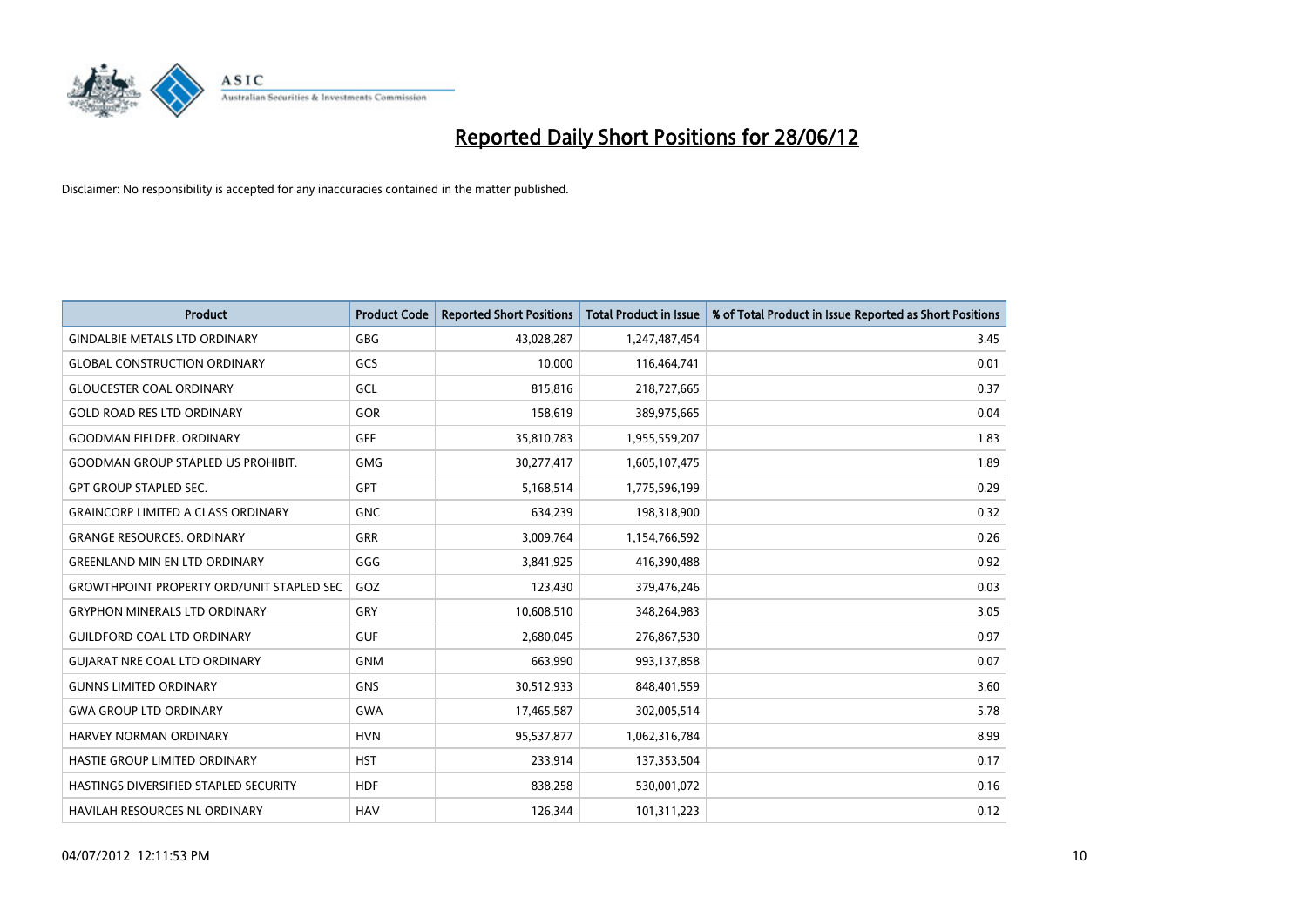# Reported Daily Short Positions for 28/06/12

Disclaimer: No responsibility is accepted for any inaccuracies contained in the matter published.

| Product | Product Code | Reported Short Positions | Total Product in Issue | % of Total Product in Issue Reported as Short Positions |
|---|---|---|---|---|
| GINDALBIE METALS LTD ORDINARY | GBG | 43,028,287 | 1,247,487,454 | 3.45 |
| GLOBAL CONSTRUCTION ORDINARY | GCS | 10,000 | 116,464,741 | 0.01 |
| GLOUCESTER COAL ORDINARY | GCL | 815,816 | 218,727,665 | 0.37 |
| GOLD ROAD RES LTD ORDINARY | GOR | 158,619 | 389,975,665 | 0.04 |
| GOODMAN FIELDER. ORDINARY | GFF | 35,810,783 | 1,955,559,207 | 1.83 |
| GOODMAN GROUP STAPLED US PROHIBIT. | GMG | 30,277,417 | 1,605,107,475 | 1.89 |
| GPT GROUP STAPLED SEC. | GPT | 5,168,514 | 1,775,596,199 | 0.29 |
| GRAINCORP LIMITED A CLASS ORDINARY | GNC | 634,239 | 198,318,900 | 0.32 |
| GRANGE RESOURCES. ORDINARY | GRR | 3,009,764 | 1,154,766,592 | 0.26 |
| GREENLAND MIN EN LTD ORDINARY | GGG | 3,841,925 | 416,390,488 | 0.92 |
| GROWTHPOINT PROPERTY ORD/UNIT STAPLED SEC | GOZ | 123,430 | 379,476,246 | 0.03 |
| GRYPHON MINERALS LTD ORDINARY | GRY | 10,608,510 | 348,264,983 | 3.05 |
| GUILDFORD COAL LTD ORDINARY | GUF | 2,680,045 | 276,867,530 | 0.97 |
| GUJARAT NRE COAL LTD ORDINARY | GNM | 663,990 | 993,137,858 | 0.07 |
| GUNNS LIMITED ORDINARY | GNS | 30,512,933 | 848,401,559 | 3.60 |
| GWA GROUP LTD ORDINARY | GWA | 17,465,587 | 302,005,514 | 5.78 |
| HARVEY NORMAN ORDINARY | HVN | 95,537,877 | 1,062,316,784 | 8.99 |
| HASTIE GROUP LIMITED ORDINARY | HST | 233,914 | 137,353,504 | 0.17 |
| HASTINGS DIVERSIFIED STAPLED SECURITY | HDF | 838,258 | 530,001,072 | 0.16 |
| HAVILAH RESOURCES NL ORDINARY | HAV | 126,344 | 101,311,223 | 0.12 |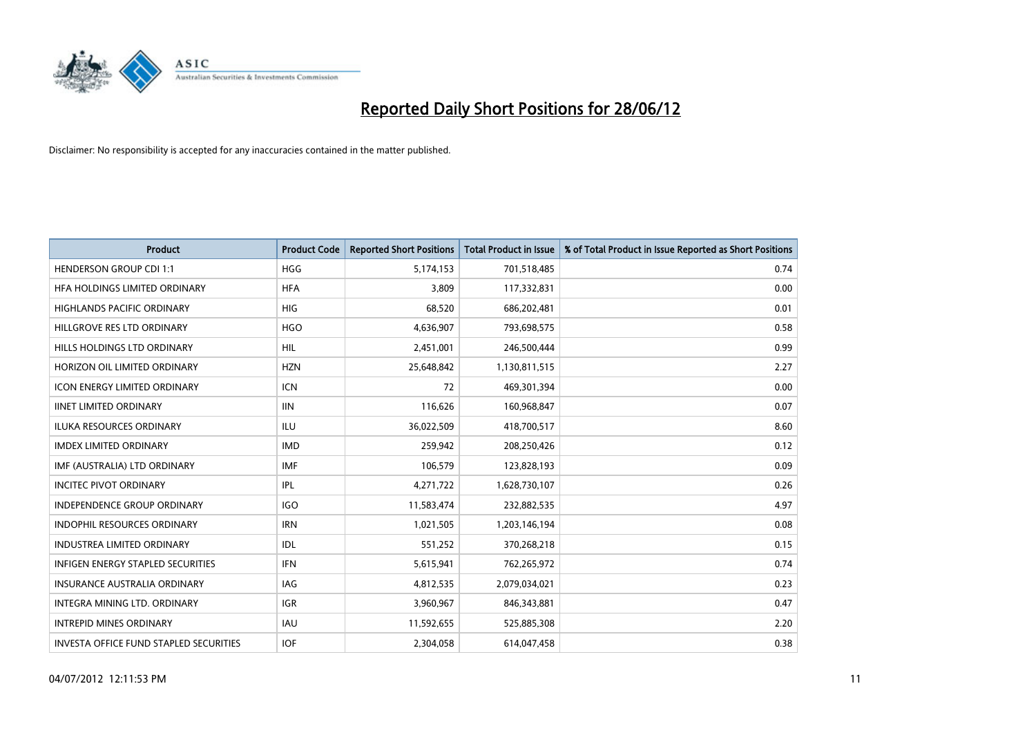# Reported Daily Short Positions for 28/06/12

Disclaimer: No responsibility is accepted for any inaccuracies contained in the matter published.

| Product | Product Code | Reported Short Positions | Total Product in Issue | % of Total Product in Issue Reported as Short Positions |
|---|---|---|---|---|
| HENDERSON GROUP CDI 1:1 | HGG | 5,174,153 | 701,518,485 | 0.74 |
| HFA HOLDINGS LIMITED ORDINARY | HFA | 3,809 | 117,332,831 | 0.00 |
| HIGHLANDS PACIFIC ORDINARY | HIG | 68,520 | 686,202,481 | 0.01 |
| HILLGROVE RES LTD ORDINARY | HGO | 4,636,907 | 793,698,575 | 0.58 |
| HILLS HOLDINGS LTD ORDINARY | HIL | 2,451,001 | 246,500,444 | 0.99 |
| HORIZON OIL LIMITED ORDINARY | HZN | 25,648,842 | 1,130,811,515 | 2.27 |
| ICON ENERGY LIMITED ORDINARY | ICN | 72 | 469,301,394 | 0.00 |
| IINET LIMITED ORDINARY | IIN | 116,626 | 160,968,847 | 0.07 |
| ILUKA RESOURCES ORDINARY | ILU | 36,022,509 | 418,700,517 | 8.60 |
| IMDEX LIMITED ORDINARY | IMD | 259,942 | 208,250,426 | 0.12 |
| IMF (AUSTRALIA) LTD ORDINARY | IMF | 106,579 | 123,828,193 | 0.09 |
| INCITEC PIVOT ORDINARY | IPL | 4,271,722 | 1,628,730,107 | 0.26 |
| INDEPENDENCE GROUP ORDINARY | IGO | 11,583,474 | 232,882,535 | 4.97 |
| INDOPHIL RESOURCES ORDINARY | IRN | 1,021,505 | 1,203,146,194 | 0.08 |
| INDUSTREA LIMITED ORDINARY | IDL | 551,252 | 370,268,218 | 0.15 |
| INFIGEN ENERGY STAPLED SECURITIES | IFN | 5,615,941 | 762,265,972 | 0.74 |
| INSURANCE AUSTRALIA ORDINARY | IAG | 4,812,535 | 2,079,034,021 | 0.23 |
| INTEGRA MINING LTD. ORDINARY | IGR | 3,960,967 | 846,343,881 | 0.47 |
| INTREPID MINES ORDINARY | IAU | 11,592,655 | 525,885,308 | 2.20 |
| INVESTA OFFICE FUND STAPLED SECURITIES | IOF | 2,304,058 | 614,047,458 | 0.38 |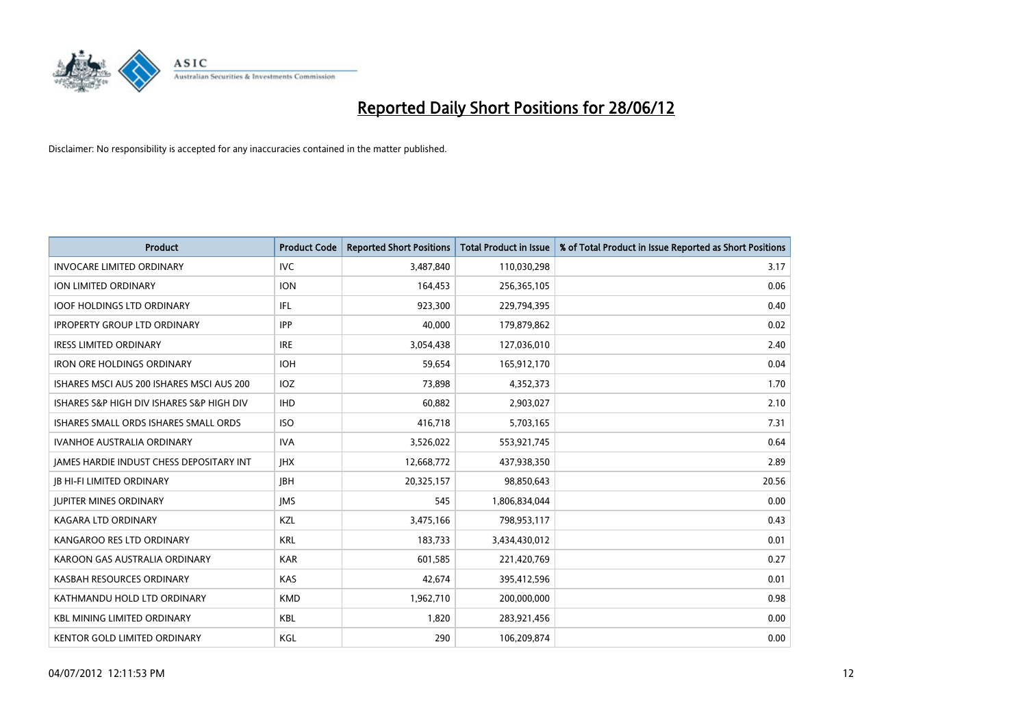# Reported Daily Short Positions for 28/06/12

Disclaimer: No responsibility is accepted for any inaccuracies contained in the matter published.

| Product | Product Code | Reported Short Positions | Total Product in Issue | % of Total Product in Issue Reported as Short Positions |
|---|---|---|---|---|
| INVOCARE LIMITED ORDINARY | IVC | 3,487,840 | 110,030,298 | 3.17 |
| ION LIMITED ORDINARY | ION | 164,453 | 256,365,105 | 0.06 |
| IOOF HOLDINGS LTD ORDINARY | IFL | 923,300 | 229,794,395 | 0.40 |
| IPROPERTY GROUP LTD ORDINARY | IPP | 40,000 | 179,879,862 | 0.02 |
| IRESS LIMITED ORDINARY | IRE | 3,054,438 | 127,036,010 | 2.40 |
| IRON ORE HOLDINGS ORDINARY | IOH | 59,654 | 165,912,170 | 0.04 |
| ISHARES MSCI AUS 200 ISHARES MSCI AUS 200 | IOZ | 73,898 | 4,352,373 | 1.70 |
| ISHARES S&P HIGH DIV ISHARES S&P HIGH DIV | IHD | 60,882 | 2,903,027 | 2.10 |
| ISHARES SMALL ORDS ISHARES SMALL ORDS | ISO | 416,718 | 5,703,165 | 7.31 |
| IVANHOE AUSTRALIA ORDINARY | IVA | 3,526,022 | 553,921,745 | 0.64 |
| JAMES HARDIE INDUST CHESS DEPOSITARY INT | JHX | 12,668,772 | 437,938,350 | 2.89 |
| JB HI-FI LIMITED ORDINARY | JBH | 20,325,157 | 98,850,643 | 20.56 |
| JUPITER MINES ORDINARY | JMS | 545 | 1,806,834,044 | 0.00 |
| KAGARA LTD ORDINARY | KZL | 3,475,166 | 798,953,117 | 0.43 |
| KANGAROO RES LTD ORDINARY | KRL | 183,733 | 3,434,430,012 | 0.01 |
| KAROON GAS AUSTRALIA ORDINARY | KAR | 601,585 | 221,420,769 | 0.27 |
| KASBAH RESOURCES ORDINARY | KAS | 42,674 | 395,412,596 | 0.01 |
| KATHMANDU HOLD LTD ORDINARY | KMD | 1,962,710 | 200,000,000 | 0.98 |
| KBL MINING LIMITED ORDINARY | KBL | 1,820 | 283,921,456 | 0.00 |
| KENTOR GOLD LIMITED ORDINARY | KGL | 290 | 106,209,874 | 0.00 |

04/07/2012 12:11:53 PM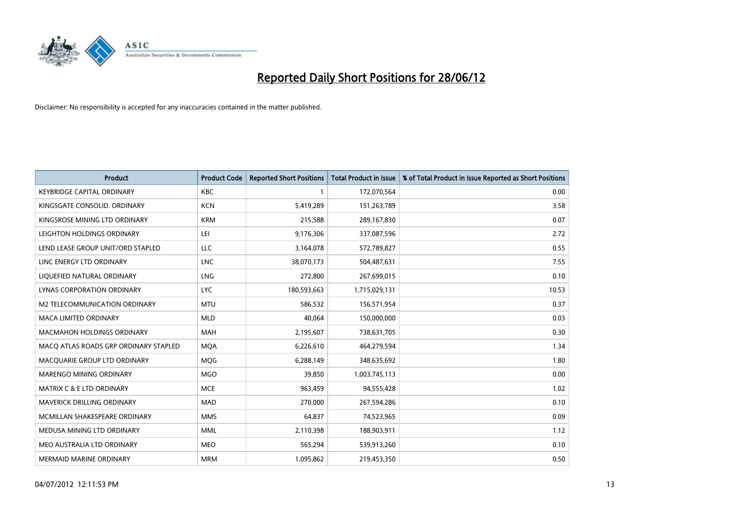# Reported Daily Short Positions for 28/06/12

Disclaimer: No responsibility is accepted for any inaccuracies contained in the matter published.

| Product | Product Code | Reported Short Positions | Total Product in Issue | % of Total Product in Issue Reported as Short Positions |
|---|---|---|---|---|
| KEYBRIDGE CAPITAL ORDINARY | KBC | 1 | 172,070,564 | 0.00 |
| KINGSGATE CONSOLID. ORDINARY | KCN | 5,419,289 | 151,263,789 | 3.58 |
| KINGSROSE MINING LTD ORDINARY | KRM | 215,588 | 289,167,830 | 0.07 |
| LEIGHTON HOLDINGS ORDINARY | LEI | 9,176,306 | 337,087,596 | 2.72 |
| LEND LEASE GROUP UNIT/ORD STAPLED | LLC | 3,164,078 | 572,789,827 | 0.55 |
| LINC ENERGY LTD ORDINARY | LNC | 38,070,173 | 504,487,631 | 7.55 |
| LIQUEFIED NATURAL ORDINARY | LNG | 272,800 | 267,699,015 | 0.10 |
| LYNAS CORPORATION ORDINARY | LYC | 180,593,663 | 1,715,029,131 | 10.53 |
| M2 TELECOMMUNICATION ORDINARY | MTU | 586,532 | 156,571,954 | 0.37 |
| MACA LIMITED ORDINARY | MLD | 40,064 | 150,000,000 | 0.03 |
| MACMAHON HOLDINGS ORDINARY | MAH | 2,195,607 | 738,631,705 | 0.30 |
| MACQ ATLAS ROADS GRP ORDINARY STAPLED | MQA | 6,226,610 | 464,279,594 | 1.34 |
| MACQUARIE GROUP LTD ORDINARY | MQG | 6,288,149 | 348,635,692 | 1.80 |
| MARENGO MINING ORDINARY | MGO | 39,850 | 1,003,745,113 | 0.00 |
| MATRIX C & E LTD ORDINARY | MCE | 963,459 | 94,555,428 | 1.02 |
| MAVERICK DRILLING ORDINARY | MAD | 270,000 | 267,594,286 | 0.10 |
| MCMILLAN SHAKESPEARE ORDINARY | MMS | 64,837 | 74,523,965 | 0.09 |
| MEDUSA MINING LTD ORDINARY | MML | 2,110,398 | 188,903,911 | 1.12 |
| MEO AUSTRALIA LTD ORDINARY | MEO | 565,294 | 539,913,260 | 0.10 |
| MERMAID MARINE ORDINARY | MRM | 1,095,862 | 219,453,350 | 0.50 |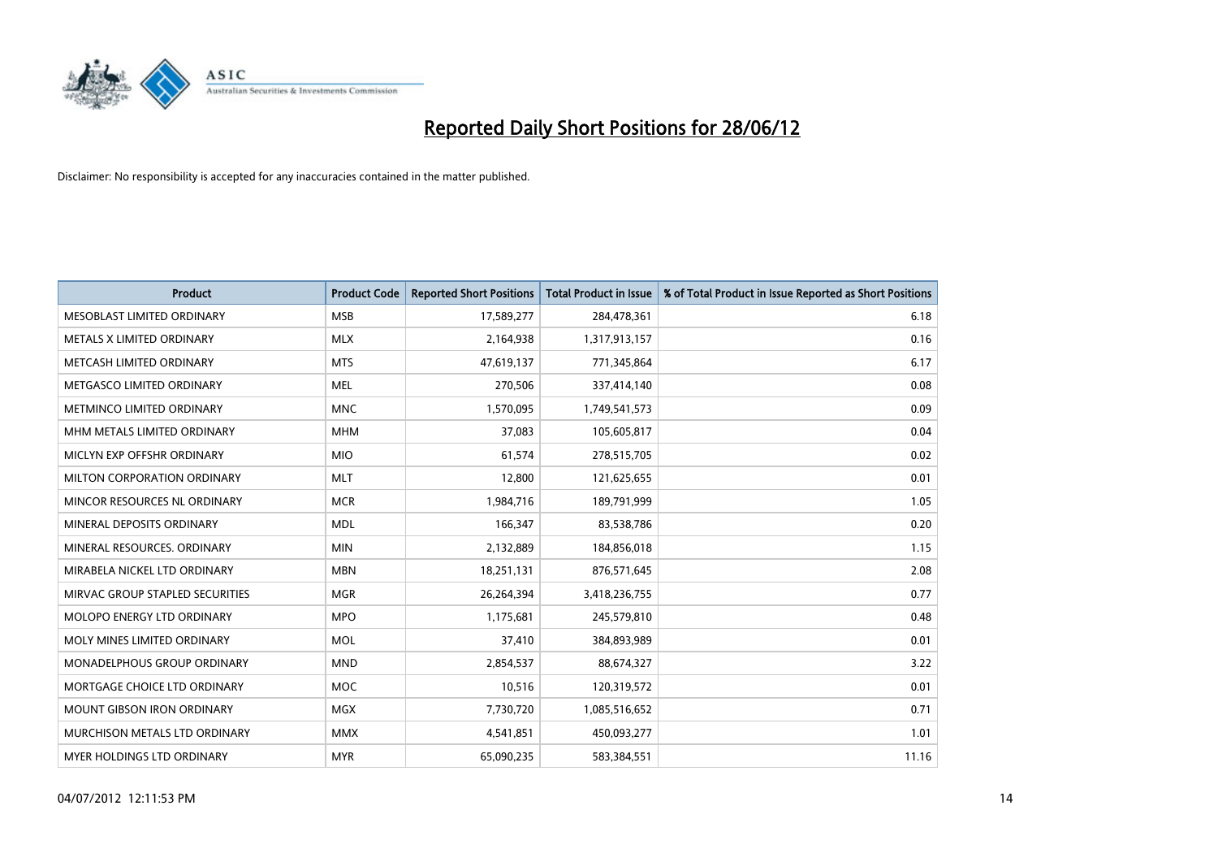# Reported Daily Short Positions for 28/06/12

Disclaimer: No responsibility is accepted for any inaccuracies contained in the matter published.

| Product | Product Code | Reported Short Positions | Total Product in Issue | % of Total Product in Issue Reported as Short Positions |
|---|---|---|---|---|
| MESOBLAST LIMITED ORDINARY | MSB | 17,589,277 | 284,478,361 | 6.18 |
| METALS X LIMITED ORDINARY | MLX | 2,164,938 | 1,317,913,157 | 0.16 |
| METCASH LIMITED ORDINARY | MTS | 47,619,137 | 771,345,864 | 6.17 |
| METGASCO LIMITED ORDINARY | MEL | 270,506 | 337,414,140 | 0.08 |
| METMINCO LIMITED ORDINARY | MNC | 1,570,095 | 1,749,541,573 | 0.09 |
| MHM METALS LIMITED ORDINARY | MHM | 37,083 | 105,605,817 | 0.04 |
| MICLYN EXP OFFSHR ORDINARY | MIO | 61,574 | 278,515,705 | 0.02 |
| MILTON CORPORATION ORDINARY | MLT | 12,800 | 121,625,655 | 0.01 |
| MINCOR RESOURCES NL ORDINARY | MCR | 1,984,716 | 189,791,999 | 1.05 |
| MINERAL DEPOSITS ORDINARY | MDL | 166,347 | 83,538,786 | 0.20 |
| MINERAL RESOURCES. ORDINARY | MIN | 2,132,889 | 184,856,018 | 1.15 |
| MIRABELA NICKEL LTD ORDINARY | MBN | 18,251,131 | 876,571,645 | 2.08 |
| MIRVAC GROUP STAPLED SECURITIES | MGR | 26,264,394 | 3,418,236,755 | 0.77 |
| MOLOPO ENERGY LTD ORDINARY | MPO | 1,175,681 | 245,579,810 | 0.48 |
| MOLY MINES LIMITED ORDINARY | MOL | 37,410 | 384,893,989 | 0.01 |
| MONADELPHOUS GROUP ORDINARY | MND | 2,854,537 | 88,674,327 | 3.22 |
| MORTGAGE CHOICE LTD ORDINARY | MOC | 10,516 | 120,319,572 | 0.01 |
| MOUNT GIBSON IRON ORDINARY | MGX | 7,730,720 | 1,085,516,652 | 0.71 |
| MURCHISON METALS LTD ORDINARY | MMX | 4,541,851 | 450,093,277 | 1.01 |
| MYER HOLDINGS LTD ORDINARY | MYR | 65,090,235 | 583,384,551 | 11.16 |

04/07/2012 12:11:53 PM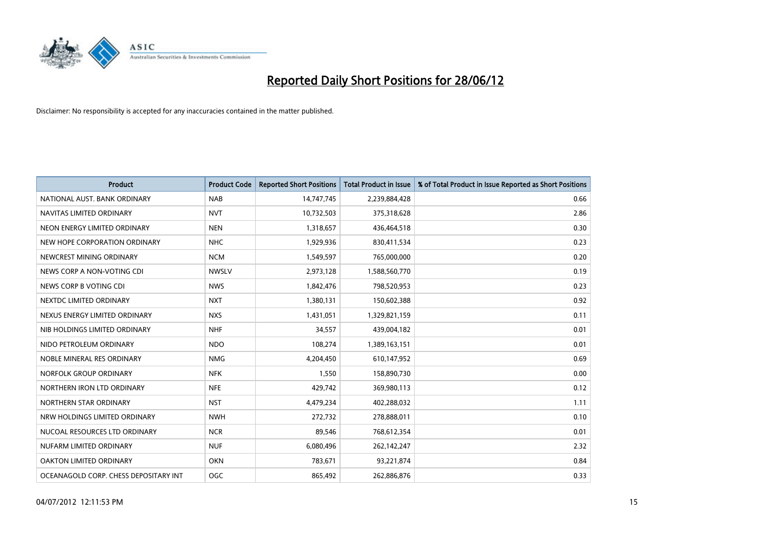# Reported Daily Short Positions for 28/06/12

Disclaimer: No responsibility is accepted for any inaccuracies contained in the matter published.

| Product | Product Code | Reported Short Positions | Total Product in Issue | % of Total Product in Issue Reported as Short Positions |
|---|---|---|---|---|
| NATIONAL AUST. BANK ORDINARY | NAB | 14,747,745 | 2,239,884,428 | 0.66 |
| NAVITAS LIMITED ORDINARY | NVT | 10,732,503 | 375,318,628 | 2.86 |
| NEON ENERGY LIMITED ORDINARY | NEN | 1,318,657 | 436,464,518 | 0.30 |
| NEW HOPE CORPORATION ORDINARY | NHC | 1,929,936 | 830,411,534 | 0.23 |
| NEWCREST MINING ORDINARY | NCM | 1,549,597 | 765,000,000 | 0.20 |
| NEWS CORP A NON-VOTING CDI | NWSLV | 2,973,128 | 1,588,560,770 | 0.19 |
| NEWS CORP B VOTING CDI | NWS | 1,842,476 | 798,520,953 | 0.23 |
| NEXTDC LIMITED ORDINARY | NXT | 1,380,131 | 150,602,388 | 0.92 |
| NEXUS ENERGY LIMITED ORDINARY | NXS | 1,431,051 | 1,329,821,159 | 0.11 |
| NIB HOLDINGS LIMITED ORDINARY | NHF | 34,557 | 439,004,182 | 0.01 |
| NIDO PETROLEUM ORDINARY | NDO | 108,274 | 1,389,163,151 | 0.01 |
| NOBLE MINERAL RES ORDINARY | NMG | 4,204,450 | 610,147,952 | 0.69 |
| NORFOLK GROUP ORDINARY | NFK | 1,550 | 158,890,730 | 0.00 |
| NORTHERN IRON LTD ORDINARY | NFE | 429,742 | 369,980,113 | 0.12 |
| NORTHERN STAR ORDINARY | NST | 4,479,234 | 402,288,032 | 1.11 |
| NRW HOLDINGS LIMITED ORDINARY | NWH | 272,732 | 278,888,011 | 0.10 |
| NUCOAL RESOURCES LTD ORDINARY | NCR | 89,546 | 768,612,354 | 0.01 |
| NUFARM LIMITED ORDINARY | NUF | 6,080,496 | 262,142,247 | 2.32 |
| OAKTON LIMITED ORDINARY | OKN | 783,671 | 93,221,874 | 0.84 |
| OCEANAGOLD CORP. CHESS DEPOSITARY INT | OGC | 865,492 | 262,886,876 | 0.33 |

04/07/2012 12:11:53 PM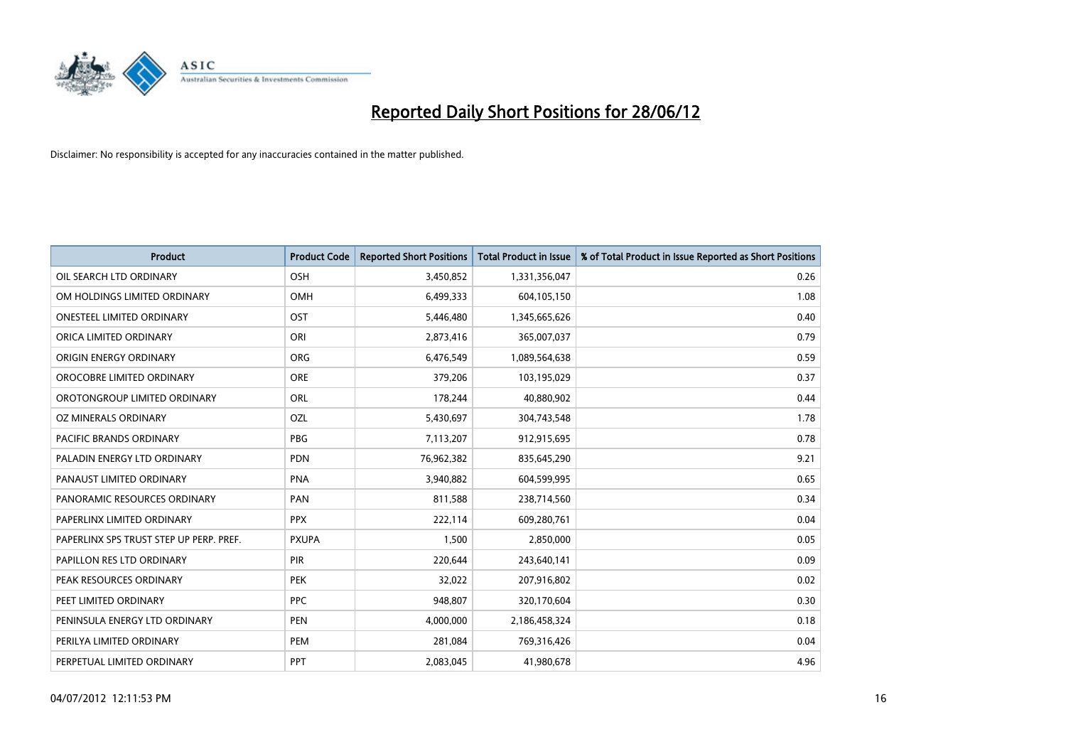# Reported Daily Short Positions for 28/06/12

Disclaimer: No responsibility is accepted for any inaccuracies contained in the matter published.

| Product | Product Code | Reported Short Positions | Total Product in Issue | % of Total Product in Issue Reported as Short Positions |
|---|---|---|---|---|
| OIL SEARCH LTD ORDINARY | OSH | 3,450,852 | 1,331,356,047 | 0.26 |
| OM HOLDINGS LIMITED ORDINARY | OMH | 6,499,333 | 604,105,150 | 1.08 |
| ONESTEEL LIMITED ORDINARY | OST | 5,446,480 | 1,345,665,626 | 0.40 |
| ORICA LIMITED ORDINARY | ORI | 2,873,416 | 365,007,037 | 0.79 |
| ORIGIN ENERGY ORDINARY | ORG | 6,476,549 | 1,089,564,638 | 0.59 |
| OROCOBRE LIMITED ORDINARY | ORE | 379,206 | 103,195,029 | 0.37 |
| OROTONGROUP LIMITED ORDINARY | ORL | 178,244 | 40,880,902 | 0.44 |
| OZ MINERALS ORDINARY | OZL | 5,430,697 | 304,743,548 | 1.78 |
| PACIFIC BRANDS ORDINARY | PBG | 7,113,207 | 912,915,695 | 0.78 |
| PALADIN ENERGY LTD ORDINARY | PDN | 76,962,382 | 835,645,290 | 9.21 |
| PANAUST LIMITED ORDINARY | PNA | 3,940,882 | 604,599,995 | 0.65 |
| PANORAMIC RESOURCES ORDINARY | PAN | 811,588 | 238,714,560 | 0.34 |
| PAPERLINX LIMITED ORDINARY | PPX | 222,114 | 609,280,761 | 0.04 |
| PAPERLINX SPS TRUST STEP UP PERP. PREF. | PXUPA | 1,500 | 2,850,000 | 0.05 |
| PAPILLON RES LTD ORDINARY | PIR | 220,644 | 243,640,141 | 0.09 |
| PEAK RESOURCES ORDINARY | PEK | 32,022 | 207,916,802 | 0.02 |
| PEET LIMITED ORDINARY | PPC | 948,807 | 320,170,604 | 0.30 |
| PENINSULA ENERGY LTD ORDINARY | PEN | 4,000,000 | 2,186,458,324 | 0.18 |
| PERILYA LIMITED ORDINARY | PEM | 281,084 | 769,316,426 | 0.04 |
| PERPETUAL LIMITED ORDINARY | PPT | 2,083,045 | 41,980,678 | 4.96 |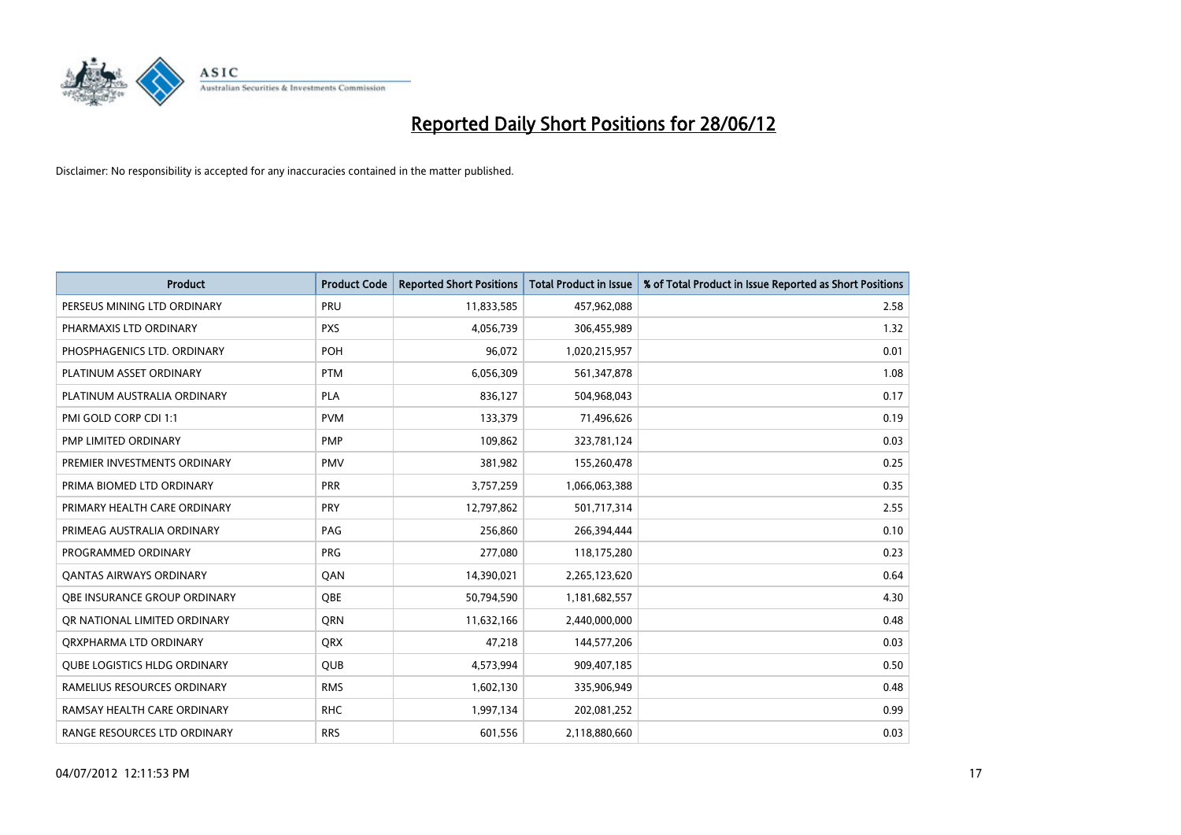# Reported Daily Short Positions for 28/06/12

Disclaimer: No responsibility is accepted for any inaccuracies contained in the matter published.

| Product | Product Code | Reported Short Positions | Total Product in Issue | % of Total Product in Issue Reported as Short Positions |
|---|---|---|---|---|
| PERSEUS MINING LTD ORDINARY | PRU | 11,833,585 | 457,962,088 | 2.58 |
| PHARMAXIS LTD ORDINARY | PXS | 4,056,739 | 306,455,989 | 1.32 |
| PHOSPHAGENICS LTD. ORDINARY | POH | 96,072 | 1,020,215,957 | 0.01 |
| PLATINUM ASSET ORDINARY | PTM | 6,056,309 | 561,347,878 | 1.08 |
| PLATINUM AUSTRALIA ORDINARY | PLA | 836,127 | 504,968,043 | 0.17 |
| PMI GOLD CORP CDI 1:1 | PVM | 133,379 | 71,496,626 | 0.19 |
| PMP LIMITED ORDINARY | PMP | 109,862 | 323,781,124 | 0.03 |
| PREMIER INVESTMENTS ORDINARY | PMV | 381,982 | 155,260,478 | 0.25 |
| PRIMA BIOMED LTD ORDINARY | PRR | 3,757,259 | 1,066,063,388 | 0.35 |
| PRIMARY HEALTH CARE ORDINARY | PRY | 12,797,862 | 501,717,314 | 2.55 |
| PRIMEAG AUSTRALIA ORDINARY | PAG | 256,860 | 266,394,444 | 0.10 |
| PROGRAMMED ORDINARY | PRG | 277,080 | 118,175,280 | 0.23 |
| QANTAS AIRWAYS ORDINARY | QAN | 14,390,021 | 2,265,123,620 | 0.64 |
| QBE INSURANCE GROUP ORDINARY | QBE | 50,794,590 | 1,181,682,557 | 4.30 |
| QR NATIONAL LIMITED ORDINARY | QRN | 11,632,166 | 2,440,000,000 | 0.48 |
| QRXPHARMA LTD ORDINARY | QRX | 47,218 | 144,577,206 | 0.03 |
| QUBE LOGISTICS HLDG ORDINARY | QUB | 4,573,994 | 909,407,185 | 0.50 |
| RAMELIUS RESOURCES ORDINARY | RMS | 1,602,130 | 335,906,949 | 0.48 |
| RAMSAY HEALTH CARE ORDINARY | RHC | 1,997,134 | 202,081,252 | 0.99 |
| RANGE RESOURCES LTD ORDINARY | RRS | 601,556 | 2,118,880,660 | 0.03 |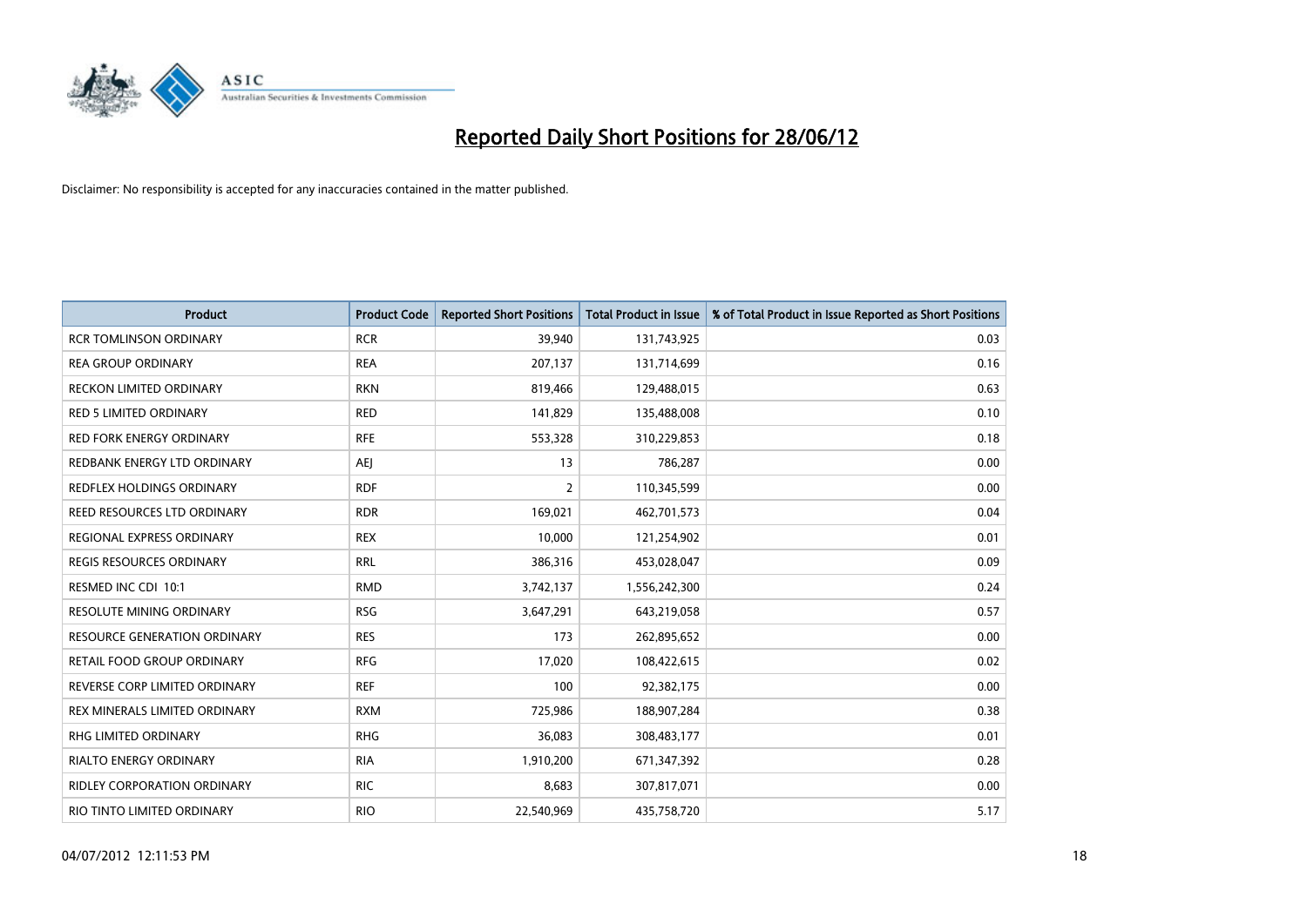# Reported Daily Short Positions for 28/06/12

Disclaimer: No responsibility is accepted for any inaccuracies contained in the matter published.

| Product | Product Code | Reported Short Positions | Total Product in Issue | % of Total Product in Issue Reported as Short Positions |
|---|---|---|---|---|
| RCR TOMLINSON ORDINARY | RCR | 39,940 | 131,743,925 | 0.03 |
| REA GROUP ORDINARY | REA | 207,137 | 131,714,699 | 0.16 |
| RECKON LIMITED ORDINARY | RKN | 819,466 | 129,488,015 | 0.63 |
| RED 5 LIMITED ORDINARY | RED | 141,829 | 135,488,008 | 0.10 |
| RED FORK ENERGY ORDINARY | RFE | 553,328 | 310,229,853 | 0.18 |
| REDBANK ENERGY LTD ORDINARY | AEJ | 13 | 786,287 | 0.00 |
| REDFLEX HOLDINGS ORDINARY | RDF | 2 | 110,345,599 | 0.00 |
| REED RESOURCES LTD ORDINARY | RDR | 169,021 | 462,701,573 | 0.04 |
| REGIONAL EXPRESS ORDINARY | REX | 10,000 | 121,254,902 | 0.01 |
| REGIS RESOURCES ORDINARY | RRL | 386,316 | 453,028,047 | 0.09 |
| RESMED INC CDI 10:1 | RMD | 3,742,137 | 1,556,242,300 | 0.24 |
| RESOLUTE MINING ORDINARY | RSG | 3,647,291 | 643,219,058 | 0.57 |
| RESOURCE GENERATION ORDINARY | RES | 173 | 262,895,652 | 0.00 |
| RETAIL FOOD GROUP ORDINARY | RFG | 17,020 | 108,422,615 | 0.02 |
| REVERSE CORP LIMITED ORDINARY | REF | 100 | 92,382,175 | 0.00 |
| REX MINERALS LIMITED ORDINARY | RXM | 725,986 | 188,907,284 | 0.38 |
| RHG LIMITED ORDINARY | RHG | 36,083 | 308,483,177 | 0.01 |
| RIALTO ENERGY ORDINARY | RIA | 1,910,200 | 671,347,392 | 0.28 |
| RIDLEY CORPORATION ORDINARY | RIC | 8,683 | 307,817,071 | 0.00 |
| RIO TINTO LIMITED ORDINARY | RIO | 22,540,969 | 435,758,720 | 5.17 |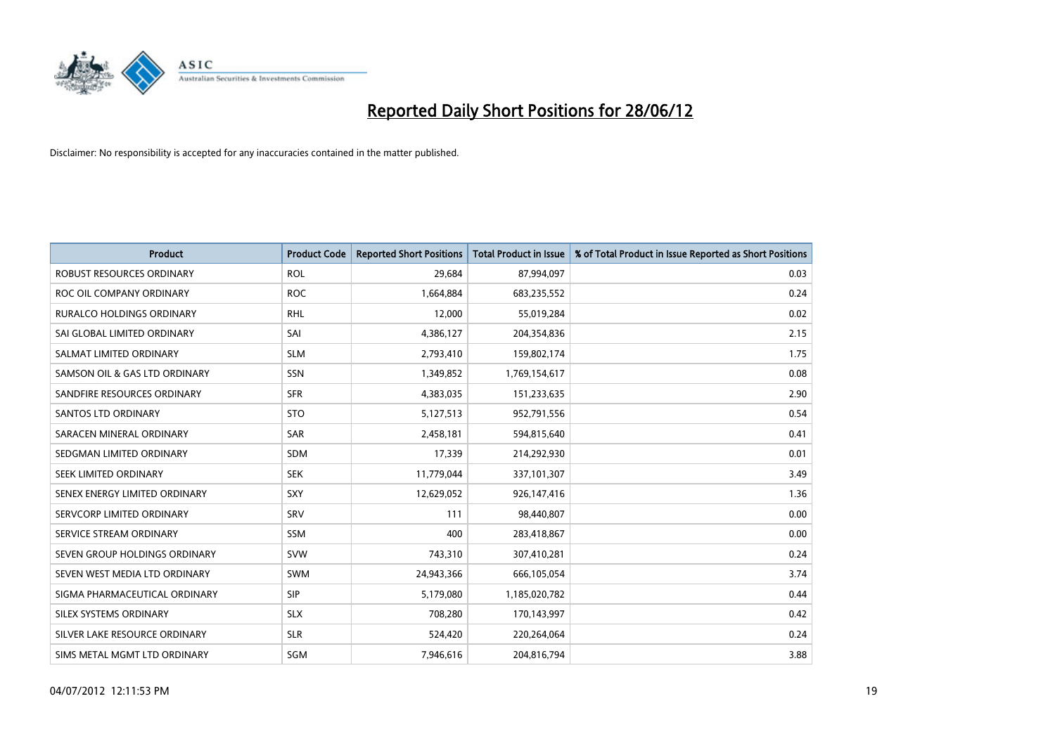# Reported Daily Short Positions for 28/06/12

Disclaimer: No responsibility is accepted for any inaccuracies contained in the matter published.

| Product | Product Code | Reported Short Positions | Total Product in Issue | % of Total Product in Issue Reported as Short Positions |
|---|---|---|---|---|
| ROBUST RESOURCES ORDINARY | ROL | 29,684 | 87,994,097 | 0.03 |
| ROC OIL COMPANY ORDINARY | ROC | 1,664,884 | 683,235,552 | 0.24 |
| RURALCO HOLDINGS ORDINARY | RHL | 12,000 | 55,019,284 | 0.02 |
| SAI GLOBAL LIMITED ORDINARY | SAI | 4,386,127 | 204,354,836 | 2.15 |
| SALMAT LIMITED ORDINARY | SLM | 2,793,410 | 159,802,174 | 1.75 |
| SAMSON OIL & GAS LTD ORDINARY | SSN | 1,349,852 | 1,769,154,617 | 0.08 |
| SANDFIRE RESOURCES ORDINARY | SFR | 4,383,035 | 151,233,635 | 2.90 |
| SANTOS LTD ORDINARY | STO | 5,127,513 | 952,791,556 | 0.54 |
| SARACEN MINERAL ORDINARY | SAR | 2,458,181 | 594,815,640 | 0.41 |
| SEDGMAN LIMITED ORDINARY | SDM | 17,339 | 214,292,930 | 0.01 |
| SEEK LIMITED ORDINARY | SEK | 11,779,044 | 337,101,307 | 3.49 |
| SENEX ENERGY LIMITED ORDINARY | SXY | 12,629,052 | 926,147,416 | 1.36 |
| SERVCORP LIMITED ORDINARY | SRV | 111 | 98,440,807 | 0.00 |
| SERVICE STREAM ORDINARY | SSM | 400 | 283,418,867 | 0.00 |
| SEVEN GROUP HOLDINGS ORDINARY | SVW | 743,310 | 307,410,281 | 0.24 |
| SEVEN WEST MEDIA LTD ORDINARY | SWM | 24,943,366 | 666,105,054 | 3.74 |
| SIGMA PHARMACEUTICAL ORDINARY | SIP | 5,179,080 | 1,185,020,782 | 0.44 |
| SILEX SYSTEMS ORDINARY | SLX | 708,280 | 170,143,997 | 0.42 |
| SILVER LAKE RESOURCE ORDINARY | SLR | 524,420 | 220,264,064 | 0.24 |
| SIMS METAL MGMT LTD ORDINARY | SGM | 7,946,616 | 204,816,794 | 3.88 |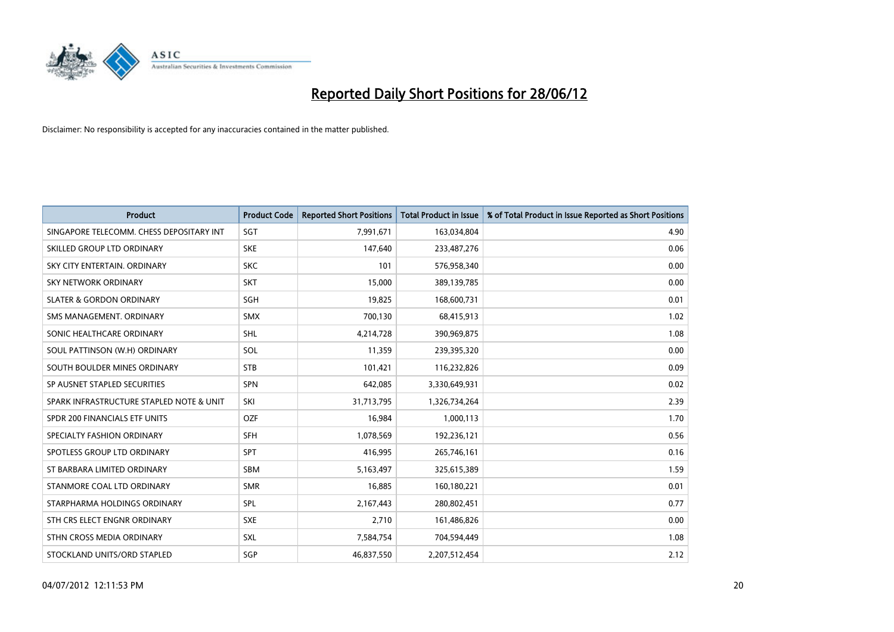# Reported Daily Short Positions for 28/06/12

Disclaimer: No responsibility is accepted for any inaccuracies contained in the matter published.

| Product | Product Code | Reported Short Positions | Total Product in Issue | % of Total Product in Issue Reported as Short Positions |
|---|---|---|---|---|
| SINGAPORE TELECOMM. CHESS DEPOSITARY INT | SGT | 7,991,671 | 163,034,804 | 4.90 |
| SKILLED GROUP LTD ORDINARY | SKE | 147,640 | 233,487,276 | 0.06 |
| SKY CITY ENTERTAIN. ORDINARY | SKC | 101 | 576,958,340 | 0.00 |
| SKY NETWORK ORDINARY | SKT | 15,000 | 389,139,785 | 0.00 |
| SLATER & GORDON ORDINARY | SGH | 19,825 | 168,600,731 | 0.01 |
| SMS MANAGEMENT. ORDINARY | SMX | 700,130 | 68,415,913 | 1.02 |
| SONIC HEALTHCARE ORDINARY | SHL | 4,214,728 | 390,969,875 | 1.08 |
| SOUL PATTINSON (W.H) ORDINARY | SOL | 11,359 | 239,395,320 | 0.00 |
| SOUTH BOULDER MINES ORDINARY | STB | 101,421 | 116,232,826 | 0.09 |
| SP AUSNET STAPLED SECURITIES | SPN | 642,085 | 3,330,649,931 | 0.02 |
| SPARK INFRASTRUCTURE STAPLED NOTE & UNIT | SKI | 31,713,795 | 1,326,734,264 | 2.39 |
| SPDR 200 FINANCIALS ETF UNITS | OZF | 16,984 | 1,000,113 | 1.70 |
| SPECIALTY FASHION ORDINARY | SFH | 1,078,569 | 192,236,121 | 0.56 |
| SPOTLESS GROUP LTD ORDINARY | SPT | 416,995 | 265,746,161 | 0.16 |
| ST BARBARA LIMITED ORDINARY | SBM | 5,163,497 | 325,615,389 | 1.59 |
| STANMORE COAL LTD ORDINARY | SMR | 16,885 | 160,180,221 | 0.01 |
| STARPHARMA HOLDINGS ORDINARY | SPL | 2,167,443 | 280,802,451 | 0.77 |
| STH CRS ELECT ENGNR ORDINARY | SXE | 2,710 | 161,486,826 | 0.00 |
| STHN CROSS MEDIA ORDINARY | SXL | 7,584,754 | 704,594,449 | 1.08 |
| STOCKLAND UNITS/ORD STAPLED | SGP | 46,837,550 | 2,207,512,454 | 2.12 |

04/07/2012 12:11:53 PM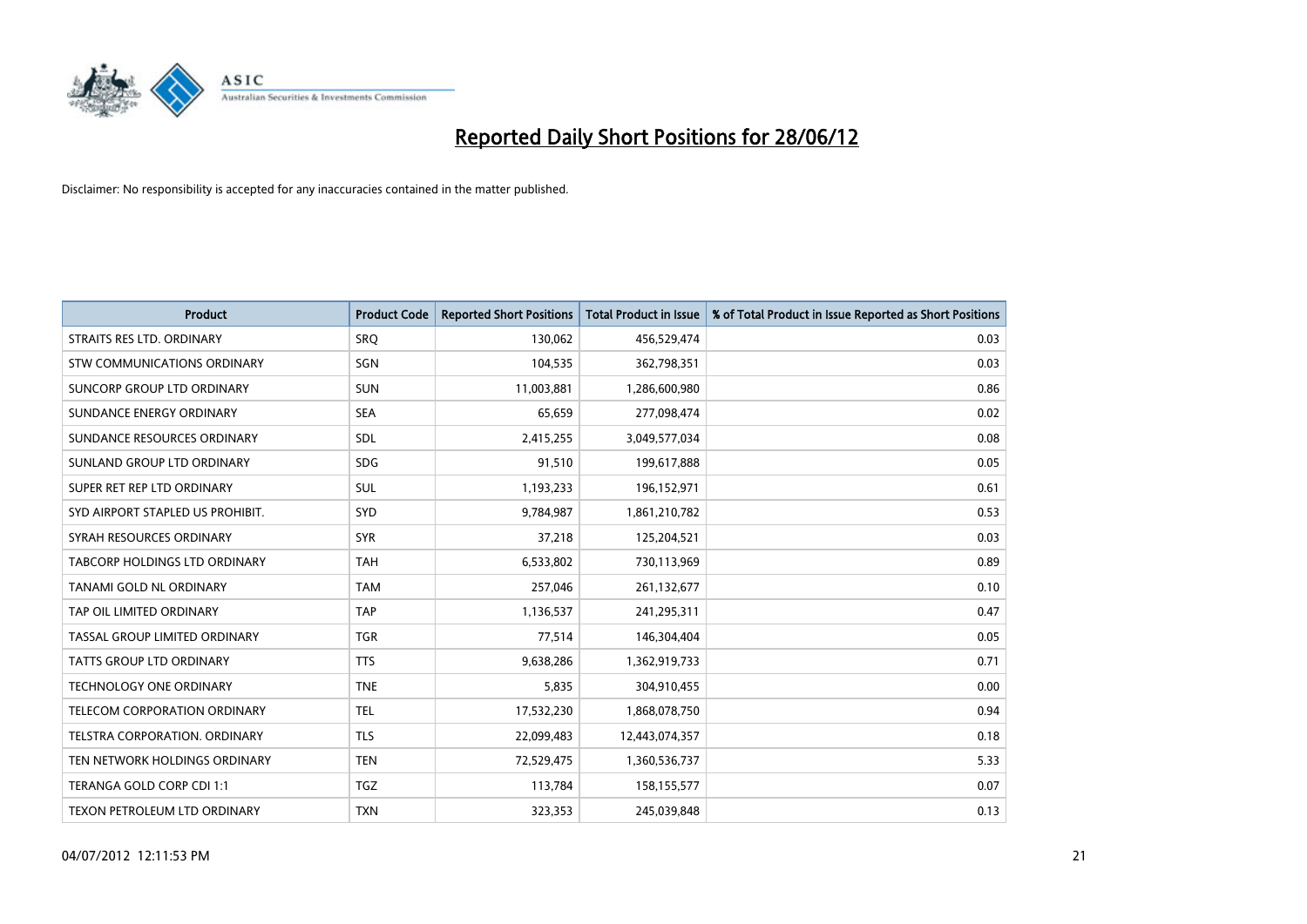# Reported Daily Short Positions for 28/06/12

Disclaimer: No responsibility is accepted for any inaccuracies contained in the matter published.

| Product | Product Code | Reported Short Positions | Total Product in Issue | % of Total Product in Issue Reported as Short Positions |
|---|---|---|---|---|
| STRAITS RES LTD. ORDINARY | SRQ | 130,062 | 456,529,474 | 0.03 |
| STW COMMUNICATIONS ORDINARY | SGN | 104,535 | 362,798,351 | 0.03 |
| SUNCORP GROUP LTD ORDINARY | SUN | 11,003,881 | 1,286,600,980 | 0.86 |
| SUNDANCE ENERGY ORDINARY | SEA | 65,659 | 277,098,474 | 0.02 |
| SUNDANCE RESOURCES ORDINARY | SDL | 2,415,255 | 3,049,577,034 | 0.08 |
| SUNLAND GROUP LTD ORDINARY | SDG | 91,510 | 199,617,888 | 0.05 |
| SUPER RET REP LTD ORDINARY | SUL | 1,193,233 | 196,152,971 | 0.61 |
| SYD AIRPORT STAPLED US PROHIBIT. | SYD | 9,784,987 | 1,861,210,782 | 0.53 |
| SYRAH RESOURCES ORDINARY | SYR | 37,218 | 125,204,521 | 0.03 |
| TABCORP HOLDINGS LTD ORDINARY | TAH | 6,533,802 | 730,113,969 | 0.89 |
| TANAMI GOLD NL ORDINARY | TAM | 257,046 | 261,132,677 | 0.10 |
| TAP OIL LIMITED ORDINARY | TAP | 1,136,537 | 241,295,311 | 0.47 |
| TASSAL GROUP LIMITED ORDINARY | TGR | 77,514 | 146,304,404 | 0.05 |
| TATTS GROUP LTD ORDINARY | TTS | 9,638,286 | 1,362,919,733 | 0.71 |
| TECHNOLOGY ONE ORDINARY | TNE | 5,835 | 304,910,455 | 0.00 |
| TELECOM CORPORATION ORDINARY | TEL | 17,532,230 | 1,868,078,750 | 0.94 |
| TELSTRA CORPORATION. ORDINARY | TLS | 22,099,483 | 12,443,074,357 | 0.18 |
| TEN NETWORK HOLDINGS ORDINARY | TEN | 72,529,475 | 1,360,536,737 | 5.33 |
| TERANGA GOLD CORP CDI 1:1 | TGZ | 113,784 | 158,155,577 | 0.07 |
| TEXON PETROLEUM LTD ORDINARY | TXN | 323,353 | 245,039,848 | 0.13 |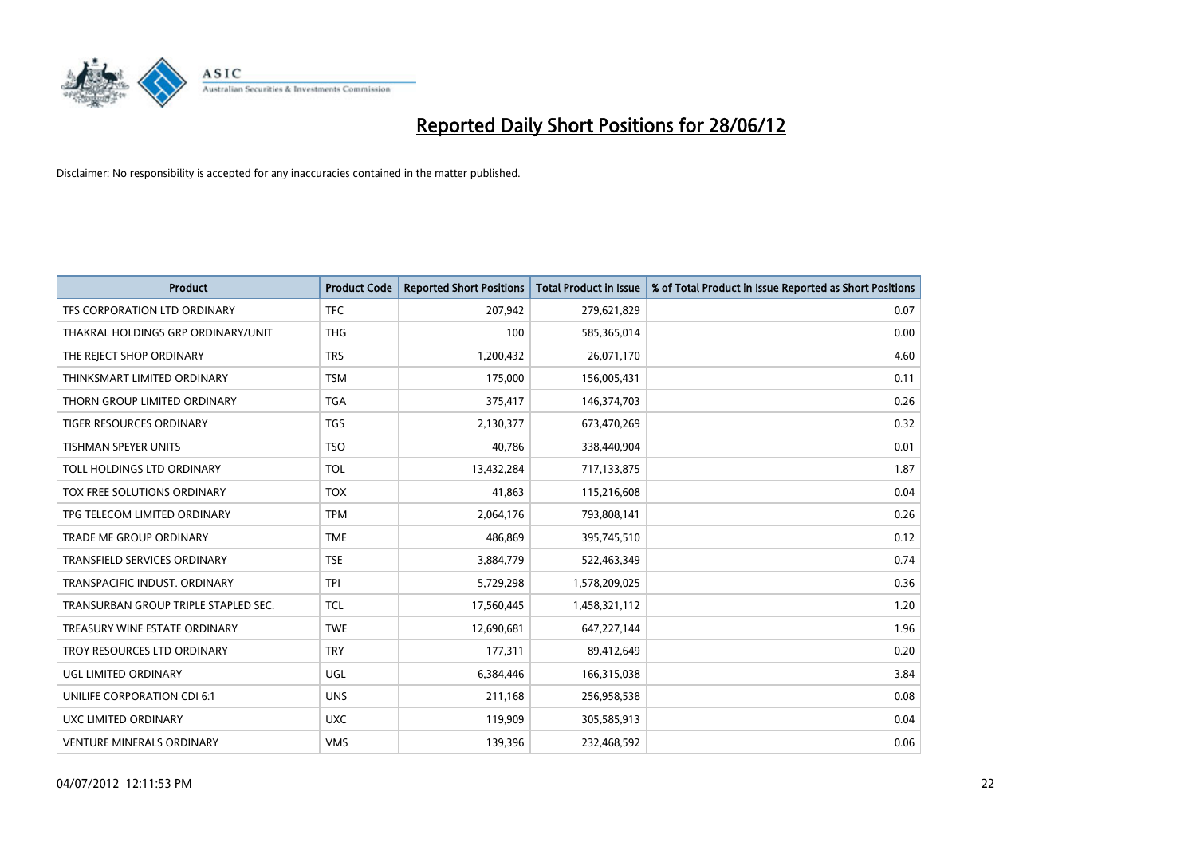# Reported Daily Short Positions for 28/06/12

Disclaimer: No responsibility is accepted for any inaccuracies contained in the matter published.

| Product | Product Code | Reported Short Positions | Total Product in Issue | % of Total Product in Issue Reported as Short Positions |
|---|---|---|---|---|
| TFS CORPORATION LTD ORDINARY | TFC | 207,942 | 279,621,829 | 0.07 |
| THAKRAL HOLDINGS GRP ORDINARY/UNIT | THG | 100 | 585,365,014 | 0.00 |
| THE REJECT SHOP ORDINARY | TRS | 1,200,432 | 26,071,170 | 4.60 |
| THINKSMART LIMITED ORDINARY | TSM | 175,000 | 156,005,431 | 0.11 |
| THORN GROUP LIMITED ORDINARY | TGA | 375,417 | 146,374,703 | 0.26 |
| TIGER RESOURCES ORDINARY | TGS | 2,130,377 | 673,470,269 | 0.32 |
| TISHMAN SPEYER UNITS | TSO | 40,786 | 338,440,904 | 0.01 |
| TOLL HOLDINGS LTD ORDINARY | TOL | 13,432,284 | 717,133,875 | 1.87 |
| TOX FREE SOLUTIONS ORDINARY | TOX | 41,863 | 115,216,608 | 0.04 |
| TPG TELECOM LIMITED ORDINARY | TPM | 2,064,176 | 793,808,141 | 0.26 |
| TRADE ME GROUP ORDINARY | TME | 486,869 | 395,745,510 | 0.12 |
| TRANSFIELD SERVICES ORDINARY | TSE | 3,884,779 | 522,463,349 | 0.74 |
| TRANSPACIFIC INDUST. ORDINARY | TPI | 5,729,298 | 1,578,209,025 | 0.36 |
| TRANSURBAN GROUP TRIPLE STAPLED SEC. | TCL | 17,560,445 | 1,458,321,112 | 1.20 |
| TREASURY WINE ESTATE ORDINARY | TWE | 12,690,681 | 647,227,144 | 1.96 |
| TROY RESOURCES LTD ORDINARY | TRY | 177,311 | 89,412,649 | 0.20 |
| UGL LIMITED ORDINARY | UGL | 6,384,446 | 166,315,038 | 3.84 |
| UNILIFE CORPORATION CDI 6:1 | UNS | 211,168 | 256,958,538 | 0.08 |
| UXC LIMITED ORDINARY | UXC | 119,909 | 305,585,913 | 0.04 |
| VENTURE MINERALS ORDINARY | VMS | 139,396 | 232,468,592 | 0.06 |

04/07/2012 12:11:53 PM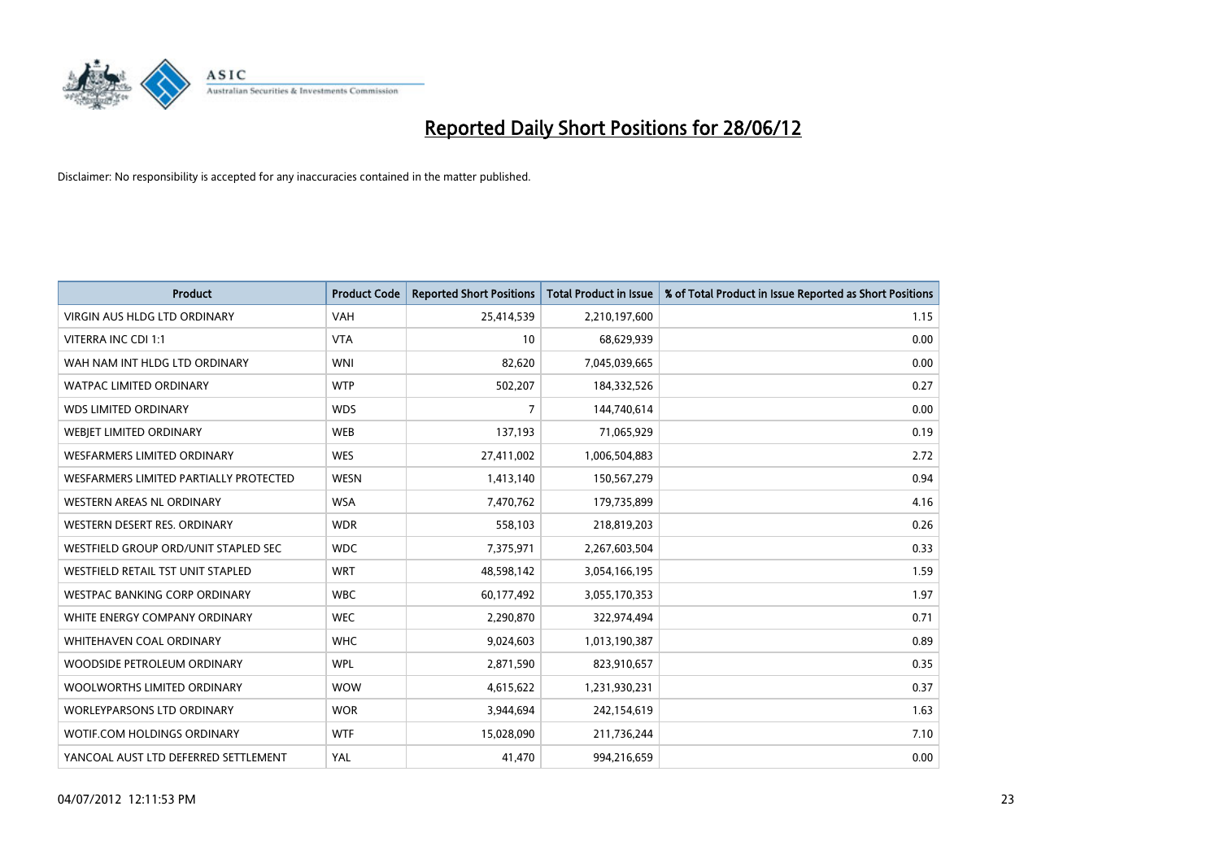# Reported Daily Short Positions for 28/06/12

Disclaimer: No responsibility is accepted for any inaccuracies contained in the matter published.

| Product | Product Code | Reported Short Positions | Total Product in Issue | % of Total Product in Issue Reported as Short Positions |
|---|---|---|---|---|
| VIRGIN AUS HLDG LTD ORDINARY | VAH | 25,414,539 | 2,210,197,600 | 1.15 |
| VITERRA INC CDI 1:1 | VTA | 10 | 68,629,939 | 0.00 |
| WAH NAM INT HLDG LTD ORDINARY | WNI | 82,620 | 7,045,039,665 | 0.00 |
| WATPAC LIMITED ORDINARY | WTP | 502,207 | 184,332,526 | 0.27 |
| WDS LIMITED ORDINARY | WDS | 7 | 144,740,614 | 0.00 |
| WEBJET LIMITED ORDINARY | WEB | 137,193 | 71,065,929 | 0.19 |
| WESFARMERS LIMITED ORDINARY | WES | 27,411,002 | 1,006,504,883 | 2.72 |
| WESFARMERS LIMITED PARTIALLY PROTECTED | WESN | 1,413,140 | 150,567,279 | 0.94 |
| WESTERN AREAS NL ORDINARY | WSA | 7,470,762 | 179,735,899 | 4.16 |
| WESTERN DESERT RES. ORDINARY | WDR | 558,103 | 218,819,203 | 0.26 |
| WESTFIELD GROUP ORD/UNIT STAPLED SEC | WDC | 7,375,971 | 2,267,603,504 | 0.33 |
| WESTFIELD RETAIL TST UNIT STAPLED | WRT | 48,598,142 | 3,054,166,195 | 1.59 |
| WESTPAC BANKING CORP ORDINARY | WBC | 60,177,492 | 3,055,170,353 | 1.97 |
| WHITE ENERGY COMPANY ORDINARY | WEC | 2,290,870 | 322,974,494 | 0.71 |
| WHITEHAVEN COAL ORDINARY | WHC | 9,024,603 | 1,013,190,387 | 0.89 |
| WOODSIDE PETROLEUM ORDINARY | WPL | 2,871,590 | 823,910,657 | 0.35 |
| WOOLWORTHS LIMITED ORDINARY | WOW | 4,615,622 | 1,231,930,231 | 0.37 |
| WORLEYPARSONS LTD ORDINARY | WOR | 3,944,694 | 242,154,619 | 1.63 |
| WOTIF.COM HOLDINGS ORDINARY | WTF | 15,028,090 | 211,736,244 | 7.10 |
| YANCOAL AUST LTD DEFERRED SETTLEMENT | YAL | 41,470 | 994,216,659 | 0.00 |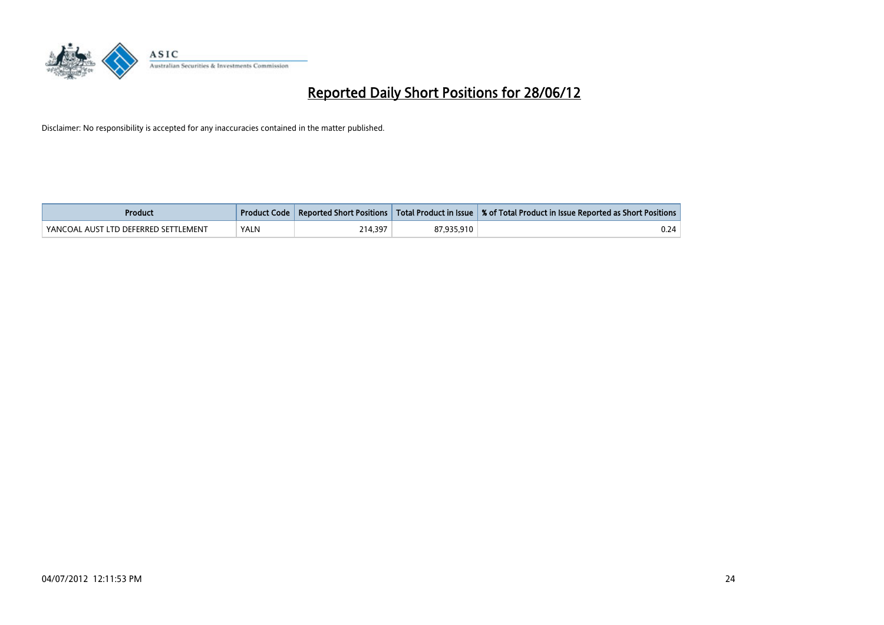# Reported Daily Short Positions for 28/06/12

Disclaimer: No responsibility is accepted for any inaccuracies contained in the matter published.

| Product | Product Code | Reported Short Positions | Total Product in Issue | % of Total Product in Issue Reported as Short Positions |
|---|---|---|---|---|
| YANCOAL AUST LTD DEFERRED SETTLEMENT | YALN | 214,397 | 87,935,910 | 0.24 |